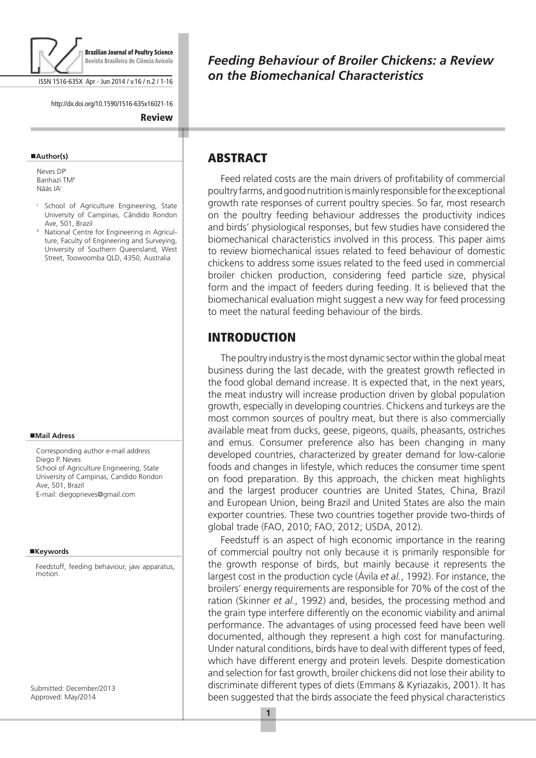# Feeding Behaviour of Broiler Chickens: a Review on the Biomechanical Characteristics

http://dx.doi.org/10.1590/1516-635x16021-16

**Review**

**Author(s)**

Neves DP[I]
Banhazi TM[II]
Nääs IA[I]

[I] School of Agriculture Engineering, State University of Campinas, Cândido Rondon Ave, 501, Brazil

[II] National Centre for Engineering in Agriculture, Faculty of Engineering and Surveying, University of Southern Queensland, West Street, Toowoomba QLD, 4350, Australia

**Mail Adress**

Corresponding author e-mail address
Diego P. Neves
School of Agriculture Engineering, State University of Campinas, Candido Rondon Ave, 501, Brazil
E-mail: diegopneves@gmail.com

**Keywords**

Feedstuff, feeding behaviour, jaw apparatus, motion.

Submitted: December/2013
Approved: May/2014

## ABSTRACT

Feed related costs are the main drivers of profitability of commercial poultry farms, and good nutrition is mainly responsible for the exceptional growth rate responses of current poultry species. So far, most research on the poultry feeding behaviour addresses the productivity indices and birds' physiological responses, but few studies have considered the biomechanical characteristics involved in this process. This paper aims to review biomechanical issues related to feed behaviour of domestic chickens to address some issues related to the feed used in commercial broiler chicken production, considering feed particle size, physical form and the impact of feeders during feeding. It is believed that the biomechanical evaluation might suggest a new way for feed processing to meet the natural feeding behaviour of the birds.

## INTRODUCTION

The poultry industry is the most dynamic sector within the global meat business during the last decade, with the greatest growth reflected in the food global demand increase. It is expected that, in the next years, the meat industry will increase production driven by global population growth, especially in developing countries. Chickens and turkeys are the most common sources of poultry meat, but there is also commercially available meat from ducks, geese, pigeons, quails, pheasants, ostriches and emus. Consumer preference also has been changing in many developed countries, characterized by greater demand for low-calorie foods and changes in lifestyle, which reduces the consumer time spent on food preparation. By this approach, the chicken meat highlights and the largest producer countries are United States, China, Brazil and European Union, being Brazil and United States are also the main exporter countries. These two countries together provide two-thirds of global trade (FAO, 2010; FAO, 2012; USDA, 2012).

Feedstuff is an aspect of high economic importance in the rearing of commercial poultry not only because it is primarily responsible for the growth response of birds, but mainly because it represents the largest cost in the production cycle (Ávila *et al.*, 1992). For instance, the broilers' energy requirements are responsible for 70% of the cost of the ration (Skinner *et al.*, 1992) and, besides, the processing method and the grain type interfere differently on the economic viability and animal performance. The advantages of using processed feed have been well documented, although they represent a high cost for manufacturing. Under natural conditions, birds have to deal with different types of feed, which have different energy and protein levels. Despite domestication and selection for fast growth, broiler chickens did not lose their ability to discriminate different types of diets (Emmans & Kyriazakis, 2001). It has been suggested that the birds associate the feed physical characteristics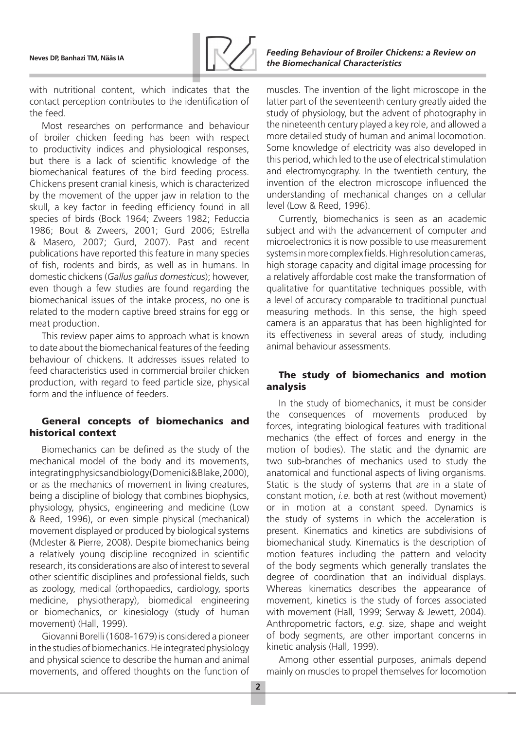with nutritional content, which indicates that the contact perception contributes to the identification of the feed.

Most researches on performance and behaviour of broiler chicken feeding has been with respect to productivity indices and physiological responses, but there is a lack of scientific knowledge of the biomechanical features of the bird feeding process. Chickens present cranial kinesis, which is characterized by the movement of the upper jaw in relation to the skull, a key factor in feeding efficiency found in all species of birds (Bock 1964; Zweers 1982; Feduccia 1986; Bout & Zweers, 2001; Gurd 2006; Estrella & Masero, 2007; Gurd, 2007). Past and recent publications have reported this feature in many species of fish, rodents and birds, as well as in humans. In domestic chickens (*Gallus gallus domesticus*); however, even though a few studies are found regarding the biomechanical issues of the intake process, no one is related to the modern captive breed strains for egg or meat production.

This review paper aims to approach what is known to date about the biomechanical features of the feeding behaviour of chickens. It addresses issues related to feed characteristics used in commercial broiler chicken production, with regard to feed particle size, physical form and the influence of feeders.

## General concepts of biomechanics and historical context

Biomechanics can be defined as the study of the mechanical model of the body and its movements, integrating physics and biology (Domenici & Blake, 2000), or as the mechanics of movement in living creatures, being a discipline of biology that combines biophysics, physiology, physics, engineering and medicine (Low & Reed, 1996), or even simple physical (mechanical) movement displayed or produced by biological systems (Mclester & Pierre, 2008). Despite biomechanics being a relatively young discipline recognized in scientific research, its considerations are also of interest to several other scientific disciplines and professional fields, such as zoology, medical (orthopaedics, cardiology, sports medicine, physiotherapy), biomedical engineering or biomechanics, or kinesiology (study of human movement) (Hall, 1999).

Giovanni Borelli (1608-1679) is considered a pioneer in the studies of biomechanics. He integrated physiology and physical science to describe the human and animal movements, and offered thoughts on the function of muscles. The invention of the light microscope in the latter part of the seventeenth century greatly aided the study of physiology, but the advent of photography in the nineteenth century played a key role, and allowed a more detailed study of human and animal locomotion. Some knowledge of electricity was also developed in this period, which led to the use of electrical stimulation and electromyography. In the twentieth century, the invention of the electron microscope influenced the understanding of mechanical changes on a cellular level (Low & Reed, 1996).

Currently, biomechanics is seen as an academic subject and with the advancement of computer and microelectronics it is now possible to use measurement systems in more complex fields. High resolution cameras, high storage capacity and digital image processing for a relatively affordable cost make the transformation of qualitative for quantitative techniques possible, with a level of accuracy comparable to traditional punctual measuring methods. In this sense, the high speed camera is an apparatus that has been highlighted for its effectiveness in several areas of study, including animal behaviour assessments.

## The study of biomechanics and motion analysis

In the study of biomechanics, it must be consider the consequences of movements produced by forces, integrating biological features with traditional mechanics (the effect of forces and energy in the motion of bodies). The static and the dynamic are two sub-branches of mechanics used to study the anatomical and functional aspects of living organisms. Static is the study of systems that are in a state of constant motion, *i.e.* both at rest (without movement) or in motion at a constant speed. Dynamics is the study of systems in which the acceleration is present. Kinematics and kinetics are subdivisions of biomechanical study. Kinematics is the description of motion features including the pattern and velocity of the body segments which generally translates the degree of coordination that an individual displays. Whereas kinematics describes the appearance of movement, kinetics is the study of forces associated with movement (Hall, 1999; Serway & Jewett, 2004). Anthropometric factors, *e.g.* size, shape and weight of body segments, are other important concerns in kinetic analysis (Hall, 1999).

Among other essential purposes, animals depend mainly on muscles to propel themselves for locomotion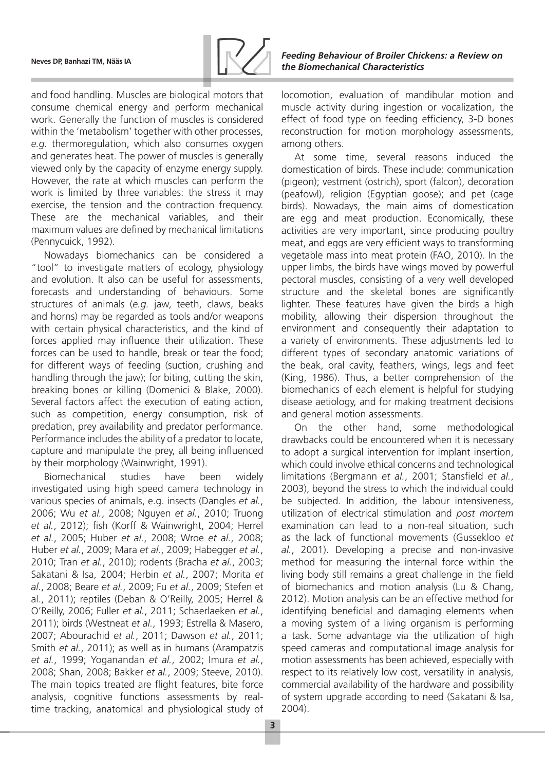and food handling. Muscles are biological motors that consume chemical energy and perform mechanical work. Generally the function of muscles is considered within the 'metabolism' together with other processes, *e.g.* thermoregulation, which also consumes oxygen and generates heat. The power of muscles is generally viewed only by the capacity of enzyme energy supply. However, the rate at which muscles can perform the work is limited by three variables: the stress it may exercise, the tension and the contraction frequency. These are the mechanical variables, and their maximum values are defined by mechanical limitations (Pennycuick, 1992).

Nowadays biomechanics can be considered a "tool" to investigate matters of ecology, physiology and evolution. It also can be useful for assessments, forecasts and understanding of behaviours. Some structures of animals (*e.g.* jaw, teeth, claws, beaks and horns) may be regarded as tools and/or weapons with certain physical characteristics, and the kind of forces applied may influence their utilization. These forces can be used to handle, break or tear the food; for different ways of feeding (suction, crushing and handling through the jaw); for biting, cutting the skin, breaking bones or killing (Domenici & Blake, 2000). Several factors affect the execution of eating action, such as competition, energy consumption, risk of predation, prey availability and predator performance. Performance includes the ability of a predator to locate, capture and manipulate the prey, all being influenced by their morphology (Wainwright, 1991).

Biomechanical studies have been widely investigated using high speed camera technology in various species of animals, e.g. insects (Dangles *et al.*, 2006; Wu *et al.*, 2008; Nguyen *et al.*, 2010; Truong *et al.*, 2012); fish (Korff & Wainwright, 2004; Herrel *et al.*, 2005; Huber *et al.*, 2008; Wroe *et al.*, 2008; Huber *et al.*, 2009; Mara *et al.*, 2009; Habegger *et al.*, 2010; Tran *et al.*, 2010); rodents (Bracha *et al.*, 2003; Sakatani & Isa, 2004; Herbin *et al.*, 2007; Morita *et al.*, 2008; Beare *et al.*, 2009; Fu *et al.*, 2009; Stefen et al., 2011); reptiles (Deban & O'Reilly, 2005; Herrel & O'Reilly, 2006; Fuller *et al.*, 2011; Schaerlaeken *et al.*, 2011); birds (Westneat *et al.*, 1993; Estrella & Masero, 2007; Abourachid *et al.*, 2011; Dawson *et al.*, 2011; Smith *et al.*, 2011); as well as in humans (Arampatzis *et al.*, 1999; Yoganandan *et al.*, 2002; Imura *et al.*, 2008; Shan, 2008; Bakker *et al.*, 2009; Steeve, 2010). The main topics treated are flight features, bite force analysis, cognitive functions assessments by real-time tracking, anatomical and physiological study of locomotion, evaluation of mandibular motion and muscle activity during ingestion or vocalization, the effect of food type on feeding efficiency, 3-D bones reconstruction for motion morphology assessments, among others.

At some time, several reasons induced the domestication of birds. These include: communication (pigeon); vestment (ostrich), sport (falcon), decoration (peafowl), religion (Egyptian goose); and pet (cage birds). Nowadays, the main aims of domestication are egg and meat production. Economically, these activities are very important, since producing poultry meat, and eggs are very efficient ways to transforming vegetable mass into meat protein (FAO, 2010). In the upper limbs, the birds have wings moved by powerful pectoral muscles, consisting of a very well developed structure and the skeletal bones are significantly lighter. These features have given the birds a high mobility, allowing their dispersion throughout the environment and consequently their adaptation to a variety of environments. These adjustments led to different types of secondary anatomic variations of the beak, oral cavity, feathers, wings, legs and feet (King, 1986). Thus, a better comprehension of the biomechanics of each element is helpful for studying disease aetiology, and for making treatment decisions and general motion assessments.

On the other hand, some methodological drawbacks could be encountered when it is necessary to adopt a surgical intervention for implant insertion, which could involve ethical concerns and technological limitations (Bergmann *et al.*, 2001; Stansfield *et al.*, 2003), beyond the stress to which the individual could be subjected. In addition, the labour intensiveness, utilization of electrical stimulation and *post mortem* examination can lead to a non-real situation, such as the lack of functional movements (Gussekloo *et al.*, 2001). Developing a precise and non-invasive method for measuring the internal force within the living body still remains a great challenge in the field of biomechanics and motion analysis (Lu & Chang, 2012). Motion analysis can be an effective method for identifying beneficial and damaging elements when a moving system of a living organism is performing a task. Some advantage via the utilization of high speed cameras and computational image analysis for motion assessments has been achieved, especially with respect to its relatively low cost, versatility in analysis, commercial availability of the hardware and possibility of system upgrade according to need (Sakatani & Isa, 2004).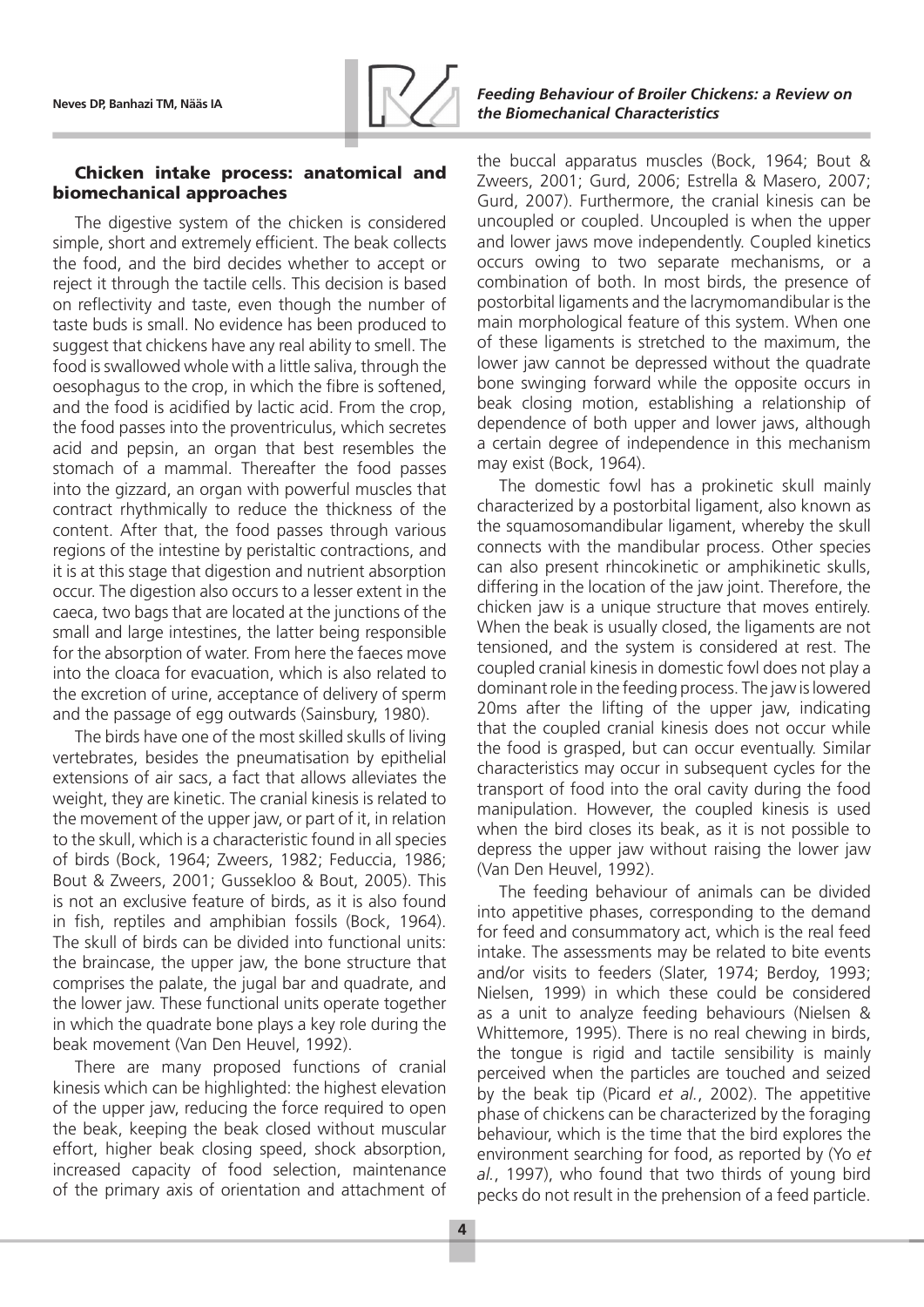## Chicken intake process: anatomical and biomechanical approaches

The digestive system of the chicken is considered simple, short and extremely efficient. The beak collects the food, and the bird decides whether to accept or reject it through the tactile cells. This decision is based on reflectivity and taste, even though the number of taste buds is small. No evidence has been produced to suggest that chickens have any real ability to smell. The food is swallowed whole with a little saliva, through the oesophagus to the crop, in which the fibre is softened, and the food is acidified by lactic acid. From the crop, the food passes into the proventriculus, which secretes acid and pepsin, an organ that best resembles the stomach of a mammal. Thereafter the food passes into the gizzard, an organ with powerful muscles that contract rhythmically to reduce the thickness of the content. After that, the food passes through various regions of the intestine by peristaltic contractions, and it is at this stage that digestion and nutrient absorption occur. The digestion also occurs to a lesser extent in the caeca, two bags that are located at the junctions of the small and large intestines, the latter being responsible for the absorption of water. From here the faeces move into the cloaca for evacuation, which is also related to the excretion of urine, acceptance of delivery of sperm and the passage of egg outwards (Sainsbury, 1980).

The birds have one of the most skilled skulls of living vertebrates, besides the pneumatisation by epithelial extensions of air sacs, a fact that allows alleviates the weight, they are kinetic. The cranial kinesis is related to the movement of the upper jaw, or part of it, in relation to the skull, which is a characteristic found in all species of birds (Bock, 1964; Zweers, 1982; Feduccia, 1986; Bout & Zweers, 2001; Gussekloo & Bout, 2005). This is not an exclusive feature of birds, as it is also found in fish, reptiles and amphibian fossils (Bock, 1964). The skull of birds can be divided into functional units: the braincase, the upper jaw, the bone structure that comprises the palate, the jugal bar and quadrate, and the lower jaw. These functional units operate together in which the quadrate bone plays a key role during the beak movement (Van Den Heuvel, 1992).

There are many proposed functions of cranial kinesis which can be highlighted: the highest elevation of the upper jaw, reducing the force required to open the beak, keeping the beak closed without muscular effort, higher beak closing speed, shock absorption, increased capacity of food selection, maintenance of the primary axis of orientation and attachment of the buccal apparatus muscles (Bock, 1964; Bout & Zweers, 2001; Gurd, 2006; Estrella & Masero, 2007; Gurd, 2007). Furthermore, the cranial kinesis can be uncoupled or coupled. Uncoupled is when the upper and lower jaws move independently. Coupled kinetics occurs owing to two separate mechanisms, or a combination of both. In most birds, the presence of postorbital ligaments and the lacrymomandibular is the main morphological feature of this system. When one of these ligaments is stretched to the maximum, the lower jaw cannot be depressed without the quadrate bone swinging forward while the opposite occurs in beak closing motion, establishing a relationship of dependence of both upper and lower jaws, although a certain degree of independence in this mechanism may exist (Bock, 1964).

The domestic fowl has a prokinetic skull mainly characterized by a postorbital ligament, also known as the squamosomandibular ligament, whereby the skull connects with the mandibular process. Other species can also present rhincokinetic or amphikinetic skulls, differing in the location of the jaw joint. Therefore, the chicken jaw is a unique structure that moves entirely. When the beak is usually closed, the ligaments are not tensioned, and the system is considered at rest. The coupled cranial kinesis in domestic fowl does not play a dominant role in the feeding process. The jaw is lowered 20ms after the lifting of the upper jaw, indicating that the coupled cranial kinesis does not occur while the food is grasped, but can occur eventually. Similar characteristics may occur in subsequent cycles for the transport of food into the oral cavity during the food manipulation. However, the coupled kinesis is used when the bird closes its beak, as it is not possible to depress the upper jaw without raising the lower jaw (Van Den Heuvel, 1992).

The feeding behaviour of animals can be divided into appetitive phases, corresponding to the demand for feed and consummatory act, which is the real feed intake. The assessments may be related to bite events and/or visits to feeders (Slater, 1974; Berdoy, 1993; Nielsen, 1999) in which these could be considered as a unit to analyze feeding behaviours (Nielsen & Whittemore, 1995). There is no real chewing in birds, the tongue is rigid and tactile sensibility is mainly perceived when the particles are touched and seized by the beak tip (Picard *et al.*, 2002). The appetitive phase of chickens can be characterized by the foraging behaviour, which is the time that the bird explores the environment searching for food, as reported by (Yo *et al.*, 1997), who found that two thirds of young bird pecks do not result in the prehension of a feed particle.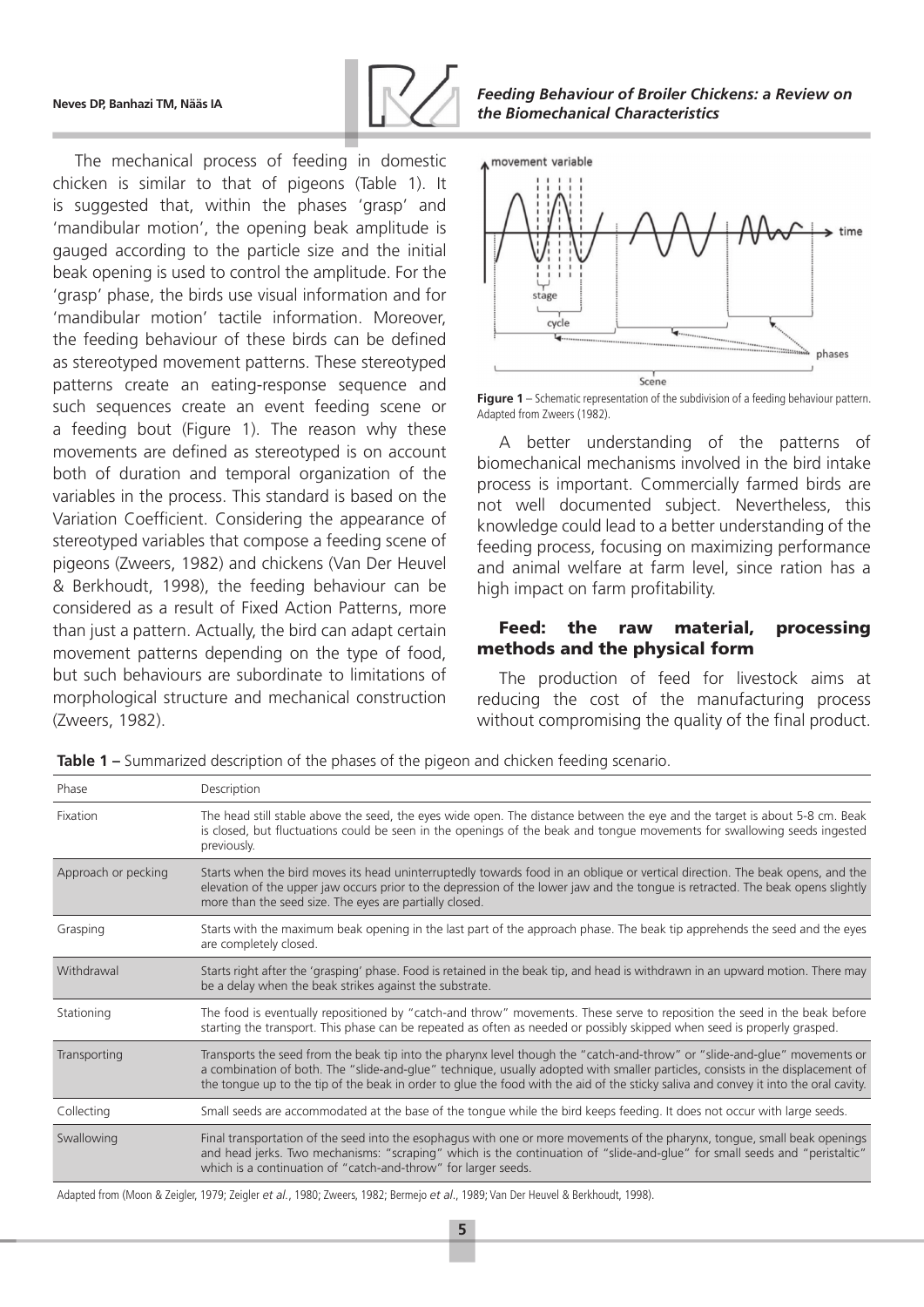The mechanical process of feeding in domestic chicken is similar to that of pigeons (Table 1). It is suggested that, within the phases 'grasp' and 'mandibular motion', the opening beak amplitude is gauged according to the particle size and the initial beak opening is used to control the amplitude. For the 'grasp' phase, the birds use visual information and for 'mandibular motion' tactile information. Moreover, the feeding behaviour of these birds can be defined as stereotyped movement patterns. These stereotyped patterns create an eating-response sequence and such sequences create an event feeding scene or a feeding bout (Figure 1). The reason why these movements are defined as stereotyped is on account both of duration and temporal organization of the variables in the process. This standard is based on the Variation Coefficient. Considering the appearance of stereotyped variables that compose a feeding scene of pigeons (Zweers, 1982) and chickens (Van Der Heuvel & Berkhoudt, 1998), the feeding behaviour can be considered as a result of Fixed Action Patterns, more than just a pattern. Actually, the bird can adapt certain movement patterns depending on the type of food, but such behaviours are subordinate to limitations of morphological structure and mechanical construction (Zweers, 1982).

**Figure 1** – Schematic representation of the subdivision of a feeding behaviour pattern. Adapted from Zweers (1982).

A better understanding of the patterns of biomechanical mechanisms involved in the bird intake process is important. Commercially farmed birds are not well documented subject. Nevertheless, this knowledge could lead to a better understanding of the feeding process, focusing on maximizing performance and animal welfare at farm level, since ration has a high impact on farm profitability.

## Feed: the raw material, processing methods and the physical form

The production of feed for livestock aims at reducing the cost of the manufacturing process without compromising the quality of the final product.

**Table 1 –** Summarized description of the phases of the pigeon and chicken feeding scenario.

| Phase | Description |
|---|---|
| Fixation | The head still stable above the seed, the eyes wide open. The distance between the eye and the target is about 5-8 cm. Beak is closed, but fluctuations could be seen in the openings of the beak and tongue movements for swallowing seeds ingested previously. |
| Approach or pecking | Starts when the bird moves its head uninterruptedly towards food in an oblique or vertical direction. The beak opens, and the elevation of the upper jaw occurs prior to the depression of the lower jaw and the tongue is retracted. The beak opens slightly more than the seed size. The eyes are partially closed. |
| Grasping | Starts with the maximum beak opening in the last part of the approach phase. The beak tip apprehends the seed and the eyes are completely closed. |
| Withdrawal | Starts right after the 'grasping' phase. Food is retained in the beak tip, and head is withdrawn in an upward motion. There may be a delay when the beak strikes against the substrate. |
| Stationing | The food is eventually repositioned by "catch-and throw" movements. These serve to reposition the seed in the beak before starting the transport. This phase can be repeated as often as needed or possibly skipped when seed is properly grasped. |
| Transporting | Transports the seed from the beak tip into the pharynx level though the "catch-and-throw" or "slide-and-glue" movements or a combination of both. The "slide-and-glue" technique, usually adopted with smaller particles, consists in the displacement of the tongue up to the tip of the beak in order to glue the food with the aid of the sticky saliva and convey it into the oral cavity. |
| Collecting | Small seeds are accommodated at the base of the tongue while the bird keeps feeding. It does not occur with large seeds. |
| Swallowing | Final transportation of the seed into the esophagus with one or more movements of the pharynx, tongue, small beak openings and head jerks. Two mechanisms: "scraping" which is the continuation of "slide-and-glue" for small seeds and "peristaltic" which is a continuation of "catch-and-throw" for larger seeds. |

Adapted from (Moon & Zeigler, 1979; Zeigler *et al.*, 1980; Zweers, 1982; Bermejo *et al.*, 1989; Van Der Heuvel & Berkhoudt, 1998).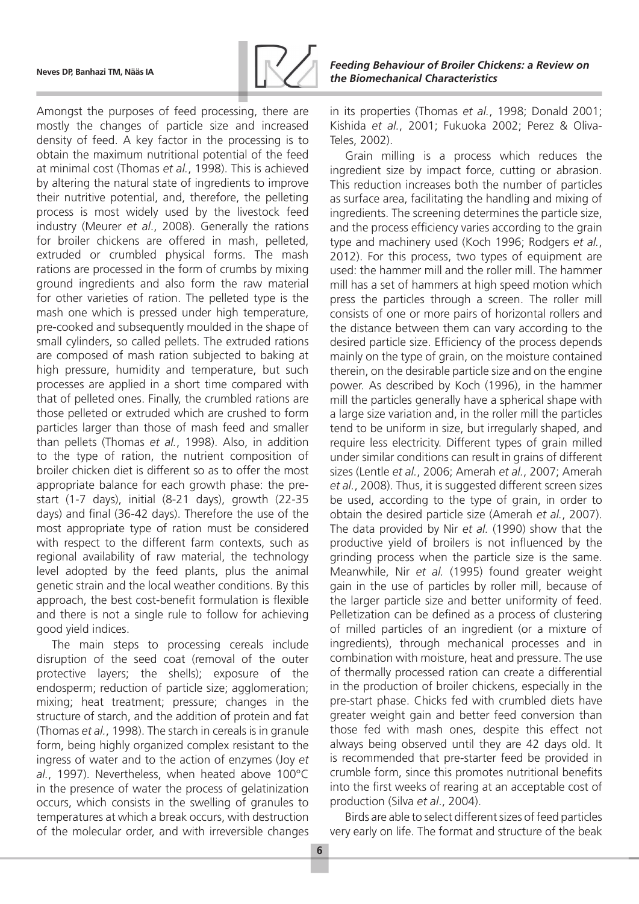Amongst the purposes of feed processing, there are mostly the changes of particle size and increased density of feed. A key factor in the processing is to obtain the maximum nutritional potential of the feed at minimal cost (Thomas *et al.*, 1998). This is achieved by altering the natural state of ingredients to improve their nutritive potential, and, therefore, the pelleting process is most widely used by the livestock feed industry (Meurer *et al*., 2008). Generally the rations for broiler chickens are offered in mash, pelleted, extruded or crumbled physical forms. The mash rations are processed in the form of crumbs by mixing ground ingredients and also form the raw material for other varieties of ration. The pelleted type is the mash one which is pressed under high temperature, pre-cooked and subsequently moulded in the shape of small cylinders, so called pellets. The extruded rations are composed of mash ration subjected to baking at high pressure, humidity and temperature, but such processes are applied in a short time compared with that of pelleted ones. Finally, the crumbled rations are those pelleted or extruded which are crushed to form particles larger than those of mash feed and smaller than pellets (Thomas *et al.*, 1998). Also, in addition to the type of ration, the nutrient composition of broiler chicken diet is different so as to offer the most appropriate balance for each growth phase: the pre-start (1-7 days), initial (8-21 days), growth (22-35 days) and final (36-42 days). Therefore the use of the most appropriate type of ration must be considered with respect to the different farm contexts, such as regional availability of raw material, the technology level adopted by the feed plants, plus the animal genetic strain and the local weather conditions. By this approach, the best cost-benefit formulation is flexible and there is not a single rule to follow for achieving good yield indices.

The main steps to processing cereals include disruption of the seed coat (removal of the outer protective layers; the shells); exposure of the endosperm; reduction of particle size; agglomeration; mixing; heat treatment; pressure; changes in the structure of starch, and the addition of protein and fat (Thomas *et al.*, 1998). The starch in cereals is in granule form, being highly organized complex resistant to the ingress of water and to the action of enzymes (Joy *et al.*, 1997). Nevertheless, when heated above 100°C in the presence of water the process of gelatinization occurs, which consists in the swelling of granules to temperatures at which a break occurs, with destruction of the molecular order, and with irreversible changes in its properties (Thomas *et al.*, 1998; Donald 2001; Kishida *et al.*, 2001; Fukuoka 2002; Perez & Oliva-Teles, 2002).

Grain milling is a process which reduces the ingredient size by impact force, cutting or abrasion. This reduction increases both the number of particles as surface area, facilitating the handling and mixing of ingredients. The screening determines the particle size, and the process efficiency varies according to the grain type and machinery used (Koch 1996; Rodgers *et al.*, 2012). For this process, two types of equipment are used: the hammer mill and the roller mill. The hammer mill has a set of hammers at high speed motion which press the particles through a screen. The roller mill consists of one or more pairs of horizontal rollers and the distance between them can vary according to the desired particle size. Efficiency of the process depends mainly on the type of grain, on the moisture contained therein, on the desirable particle size and on the engine power. As described by Koch (1996), in the hammer mill the particles generally have a spherical shape with a large size variation and, in the roller mill the particles tend to be uniform in size, but irregularly shaped, and require less electricity. Different types of grain milled under similar conditions can result in grains of different sizes (Lentle *et al.*, 2006; Amerah *et al.*, 2007; Amerah *et al.*, 2008). Thus, it is suggested different screen sizes be used, according to the type of grain, in order to obtain the desired particle size (Amerah *et al.*, 2007). The data provided by Nir *et al.* (1990) show that the productive yield of broilers is not influenced by the grinding process when the particle size is the same. Meanwhile, Nir *et al.* (1995) found greater weight gain in the use of particles by roller mill, because of the larger particle size and better uniformity of feed. Pelletization can be defined as a process of clustering of milled particles of an ingredient (or a mixture of ingredients), through mechanical processes and in combination with moisture, heat and pressure. The use of thermally processed ration can create a differential in the production of broiler chickens, especially in the pre-start phase. Chicks fed with crumbled diets have greater weight gain and better feed conversion than those fed with mash ones, despite this effect not always being observed until they are 42 days old. It is recommended that pre-starter feed be provided in crumble form, since this promotes nutritional benefits into the first weeks of rearing at an acceptable cost of production (Silva *et al.*, 2004).

Birds are able to select different sizes of feed particles very early on life. The format and structure of the beak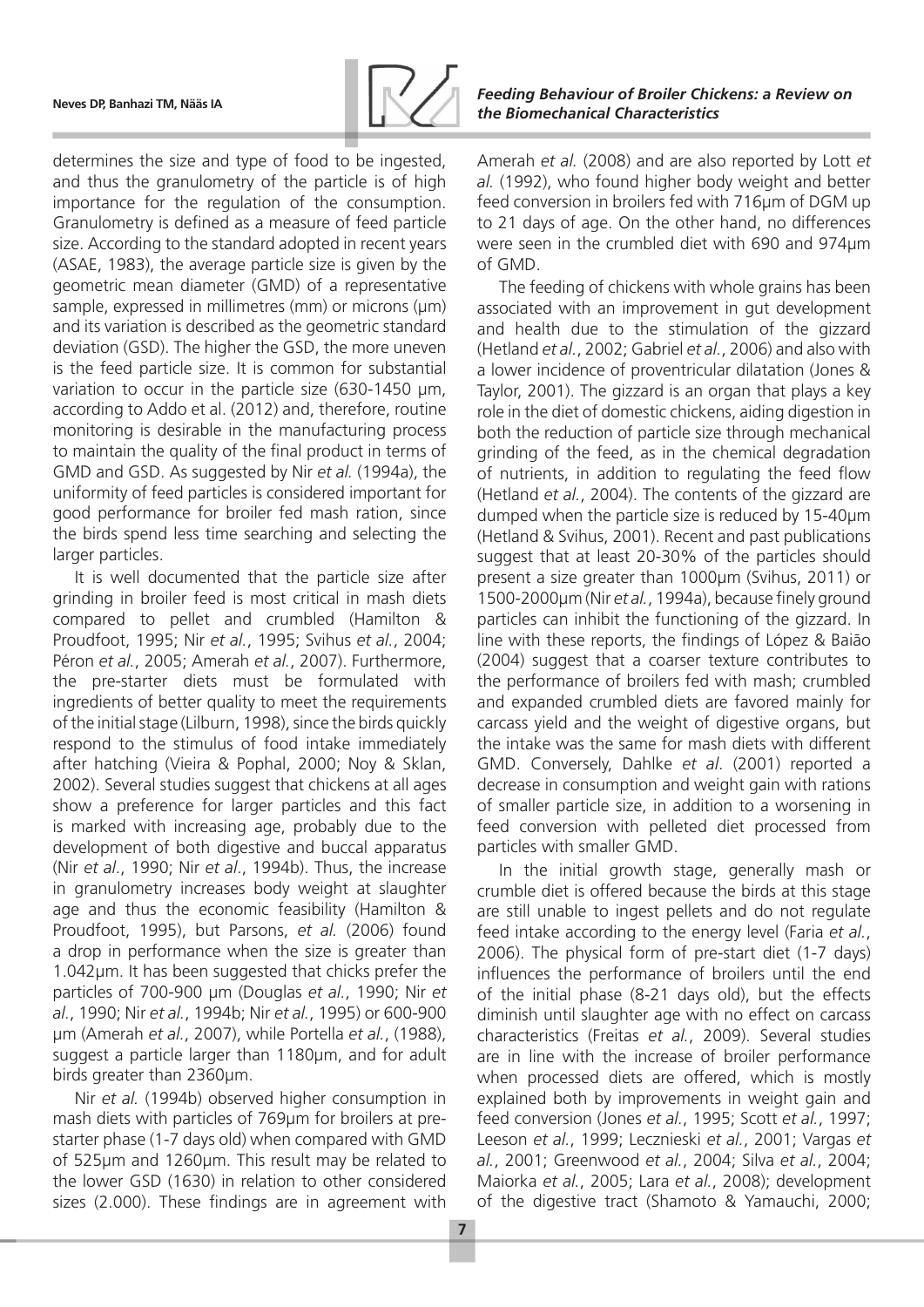determines the size and type of food to be ingested, and thus the granulometry of the particle is of high importance for the regulation of the consumption. Granulometry is defined as a measure of feed particle size. According to the standard adopted in recent years (ASAE, 1983), the average particle size is given by the geometric mean diameter (GMD) of a representative sample, expressed in millimetres (mm) or microns (µm) and its variation is described as the geometric standard deviation (GSD). The higher the GSD, the more uneven is the feed particle size. It is common for substantial variation to occur in the particle size (630-1450 µm, according to Addo et al. (2012) and, therefore, routine monitoring is desirable in the manufacturing process to maintain the quality of the final product in terms of GMD and GSD. As suggested by Nir *et al.* (1994a), the uniformity of feed particles is considered important for good performance for broiler fed mash ration, since the birds spend less time searching and selecting the larger particles.

It is well documented that the particle size after grinding in broiler feed is most critical in mash diets compared to pellet and crumbled (Hamilton & Proudfoot, 1995; Nir *et al.*, 1995; Svihus *et al.*, 2004; Péron *et al.*, 2005; Amerah *et al.*, 2007). Furthermore, the pre-starter diets must be formulated with ingredients of better quality to meet the requirements of the initial stage (Lilburn, 1998), since the birds quickly respond to the stimulus of food intake immediately after hatching (Vieira & Pophal, 2000; Noy & Sklan, 2002). Several studies suggest that chickens at all ages show a preference for larger particles and this fact is marked with increasing age, probably due to the development of both digestive and buccal apparatus (Nir *et al*., 1990; Nir *et al*., 1994b). Thus, the increase in granulometry increases body weight at slaughter age and thus the economic feasibility (Hamilton & Proudfoot, 1995), but Parsons, *et al.* (2006) found a drop in performance when the size is greater than 1.042µm. It has been suggested that chicks prefer the particles of 700-900 µm (Douglas *et al.*, 1990; Nir *et al.*, 1990; Nir *et al.*, 1994b; Nir *et al.*, 1995) or 600-900 µm (Amerah *et al.*, 2007), while Portella *et al.*, (1988), suggest a particle larger than 1180µm, and for adult birds greater than 2360µm.

Nir *et al.* (1994b) observed higher consumption in mash diets with particles of 769µm for broilers at pre-starter phase (1-7 days old) when compared with GMD of 525µm and 1260µm. This result may be related to the lower GSD (1630) in relation to other considered sizes (2.000). These findings are in agreement with Amerah *et al.* (2008) and are also reported by Lott *et al.* (1992), who found higher body weight and better feed conversion in broilers fed with 716µm of DGM up to 21 days of age. On the other hand, no differences were seen in the crumbled diet with 690 and 974µm of GMD.

The feeding of chickens with whole grains has been associated with an improvement in gut development and health due to the stimulation of the gizzard (Hetland *et al.*, 2002; Gabriel *et al.*, 2006) and also with a lower incidence of proventricular dilatation (Jones & Taylor, 2001). The gizzard is an organ that plays a key role in the diet of domestic chickens, aiding digestion in both the reduction of particle size through mechanical grinding of the feed, as in the chemical degradation of nutrients, in addition to regulating the feed flow (Hetland *et al.*, 2004). The contents of the gizzard are dumped when the particle size is reduced by 15-40µm (Hetland & Svihus, 2001). Recent and past publications suggest that at least 20-30% of the particles should present a size greater than 1000µm (Svihus, 2011) or 1500-2000µm (Nir *et al.*, 1994a), because finely ground particles can inhibit the functioning of the gizzard. In line with these reports, the findings of López & Baião (2004) suggest that a coarser texture contributes to the performance of broilers fed with mash; crumbled and expanded crumbled diets are favored mainly for carcass yield and the weight of digestive organs, but the intake was the same for mash diets with different GMD. Conversely, Dahlke *et al*. (2001) reported a decrease in consumption and weight gain with rations of smaller particle size, in addition to a worsening in feed conversion with pelleted diet processed from particles with smaller GMD.

In the initial growth stage, generally mash or crumble diet is offered because the birds at this stage are still unable to ingest pellets and do not regulate feed intake according to the energy level (Faria *et al.*, 2006). The physical form of pre-start diet (1-7 days) influences the performance of broilers until the end of the initial phase (8-21 days old), but the effects diminish until slaughter age with no effect on carcass characteristics (Freitas *et al.*, 2009). Several studies are in line with the increase of broiler performance when processed diets are offered, which is mostly explained both by improvements in weight gain and feed conversion (Jones *et al.*, 1995; Scott *et al.*, 1997; Leeson *et al.*, 1999; Lecznieski *et al.*, 2001; Vargas *et al.*, 2001; Greenwood *et al.*, 2004; Silva *et al.*, 2004; Maiorka *et al.*, 2005; Lara *et al.*, 2008); development of the digestive tract (Shamoto & Yamauchi, 2000;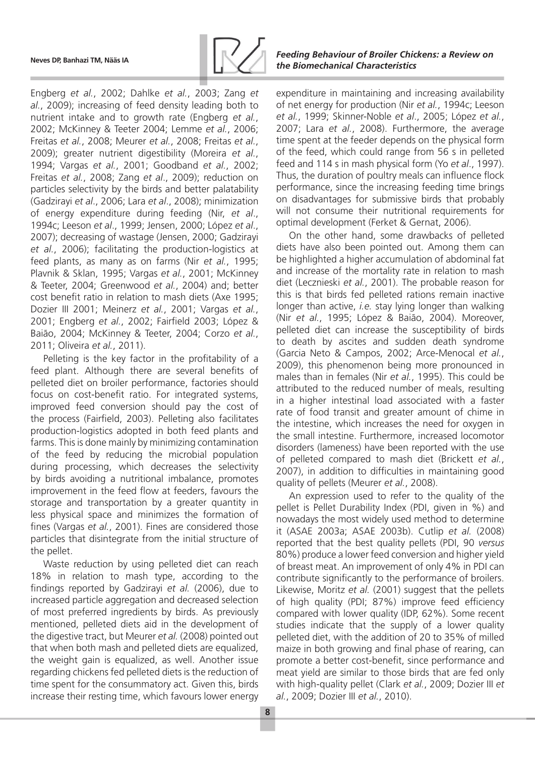Engberg *et al.*, 2002; Dahlke *et al.*, 2003; Zang *et al.*, 2009); increasing of feed density leading both to nutrient intake and to growth rate (Engberg *et al.*, 2002; McKinney & Teeter 2004; Lemme *et al.*, 2006; Freitas *et al.*, 2008; Meurer *et al.*, 2008; Freitas *et al.*, 2009); greater nutrient digestibility (Moreira *et al.*, 1994; Vargas *et al.*, 2001; Goodband *et al.*, 2002; Freitas *et al.*, 2008; Zang *et al.*, 2009); reduction on particles selectivity by the birds and better palatability (Gadzirayi *et al.*, 2006; Lara *et al.*, 2008); minimization of energy expenditure during feeding (Nir, *et al.*, 1994c; Leeson *et al.*, 1999; Jensen, 2000; López *et al.*, 2007); decreasing of wastage (Jensen, 2000; Gadzirayi *et al.*, 2006); facilitating the production-logistics at feed plants, as many as on farms (Nir *et al.*, 1995; Plavnik & Sklan, 1995; Vargas *et al.*, 2001; McKinney & Teeter, 2004; Greenwood *et al.*, 2004) and; better cost benefit ratio in relation to mash diets (Axe 1995; Dozier III 2001; Meinerz *et al.*, 2001; Vargas *et al.*, 2001; Engberg *et al.*, 2002; Fairfield 2003; López & Baião, 2004; McKinney & Teeter, 2004; Corzo *et al.*, 2011; Oliveira *et al.*, 2011).

Pelleting is the key factor in the profitability of a feed plant. Although there are several benefits of pelleted diet on broiler performance, factories should focus on cost-benefit ratio. For integrated systems, improved feed conversion should pay the cost of the process (Fairfield, 2003). Pelleting also facilitates production-logistics adopted in both feed plants and farms. This is done mainly by minimizing contamination of the feed by reducing the microbial population during processing, which decreases the selectivity by birds avoiding a nutritional imbalance, promotes improvement in the feed flow at feeders, favours the storage and transportation by a greater quantity in less physical space and minimizes the formation of fines (Vargas *et al.*, 2001). Fines are considered those particles that disintegrate from the initial structure of the pellet.

Waste reduction by using pelleted diet can reach 18% in relation to mash type, according to the findings reported by Gadzirayi *et al.* (2006), due to increased particle aggregation and decreased selection of most preferred ingredients by birds. As previously mentioned, pelleted diets aid in the development of the digestive tract, but Meurer *et al.* (2008) pointed out that when both mash and pelleted diets are equalized, the weight gain is equalized, as well. Another issue regarding chickens fed pelleted diets is the reduction of time spent for the consummatory act. Given this, birds increase their resting time, which favours lower energy expenditure in maintaining and increasing availability of net energy for production (Nir *et al.*, 1994c; Leeson *et al.*, 1999; Skinner-Noble *et al.*, 2005; López *et al.*, 2007; Lara *et al.*, 2008). Furthermore, the average time spent at the feeder depends on the physical form of the feed, which could range from 56 s in pelleted feed and 114 s in mash physical form (Yo *et al.*, 1997). Thus, the duration of poultry meals can influence flock performance, since the increasing feeding time brings on disadvantages for submissive birds that probably will not consume their nutritional requirements for optimal development (Ferket & Gernat, 2006).

On the other hand, some drawbacks of pelleted diets have also been pointed out. Among them can be highlighted a higher accumulation of abdominal fat and increase of the mortality rate in relation to mash diet (Lecznieski *et al.*, 2001). The probable reason for this is that birds fed pelleted rations remain inactive longer than active, *i.e.* stay lying longer than walking (Nir *et al.*, 1995; López & Baião, 2004). Moreover, pelleted diet can increase the susceptibility of birds to death by ascites and sudden death syndrome (Garcia Neto & Campos, 2002; Arce-Menocal *et al.*, 2009), this phenomenon being more pronounced in males than in females (Nir *et al.*, 1995). This could be attributed to the reduced number of meals, resulting in a higher intestinal load associated with a faster rate of food transit and greater amount of chime in the intestine, which increases the need for oxygen in the small intestine. Furthermore, increased locomotor disorders (lameness) have been reported with the use of pelleted compared to mash diet (Brickett *et al.*, 2007), in addition to difficulties in maintaining good quality of pellets (Meurer *et al.*, 2008).

An expression used to refer to the quality of the pellet is Pellet Durability Index (PDI, given in %) and nowadays the most widely used method to determine it (ASAE 2003a; ASAE 2003b). Cutlip *et al.* (2008) reported that the best quality pellets (PDI, 90 *versus* 80%) produce a lower feed conversion and higher yield of breast meat. An improvement of only 4% in PDI can contribute significantly to the performance of broilers. Likewise, Moritz *et al.* (2001) suggest that the pellets of high quality (PDI; 87%) improve feed efficiency compared with lower quality (IDP, 62%). Some recent studies indicate that the supply of a lower quality pelleted diet, with the addition of 20 to 35% of milled maize in both growing and final phase of rearing, can promote a better cost-benefit, since performance and meat yield are similar to those birds that are fed only with high-quality pellet (Clark *et al.*, 2009; Dozier III *et al.*, 2009; Dozier III *et al.*, 2010).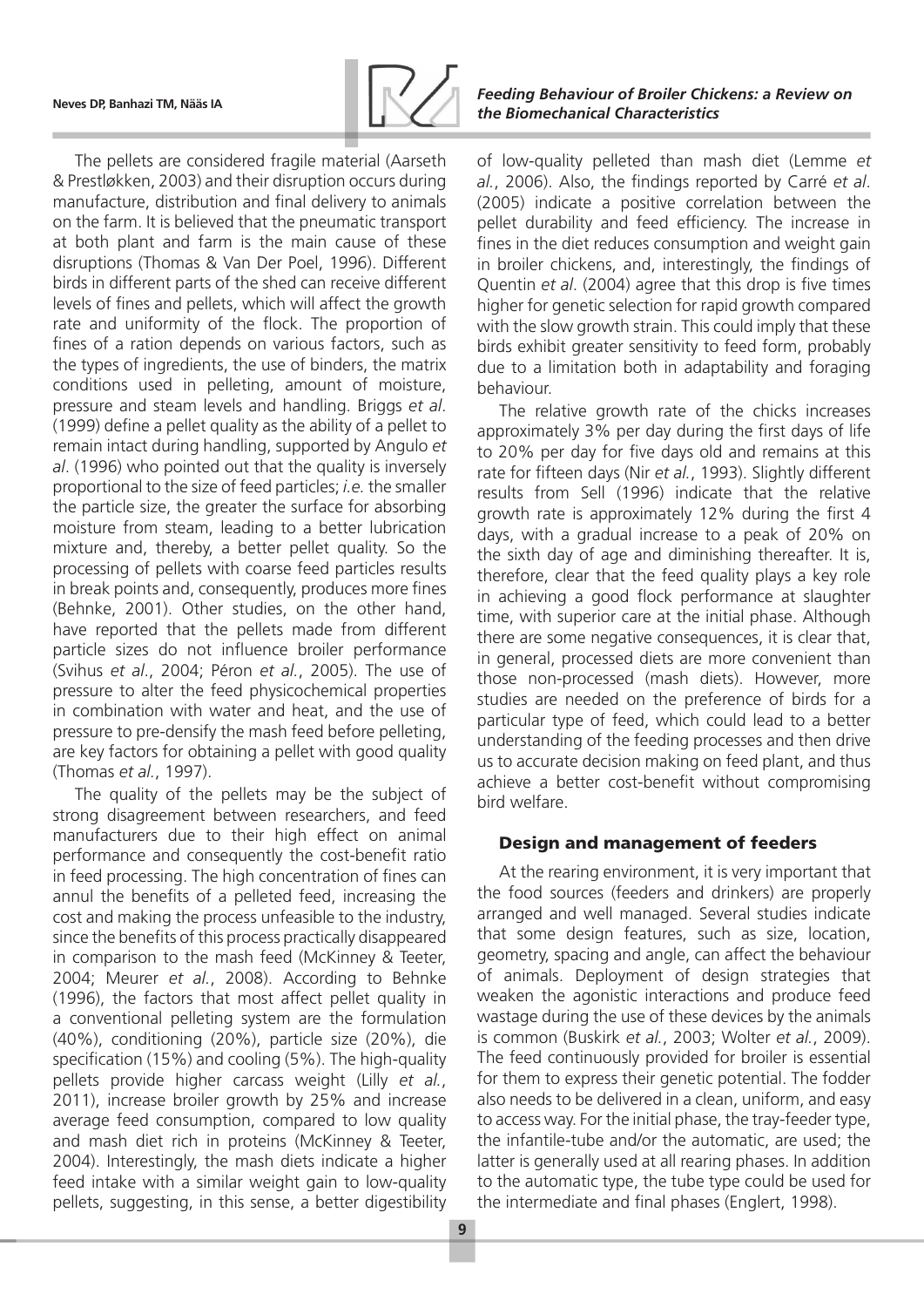The pellets are considered fragile material (Aarseth & Prestløkken, 2003) and their disruption occurs during manufacture, distribution and final delivery to animals on the farm. It is believed that the pneumatic transport at both plant and farm is the main cause of these disruptions (Thomas & Van Der Poel, 1996). Different birds in different parts of the shed can receive different levels of fines and pellets, which will affect the growth rate and uniformity of the flock. The proportion of fines of a ration depends on various factors, such as the types of ingredients, the use of binders, the matrix conditions used in pelleting, amount of moisture, pressure and steam levels and handling. Briggs *et al*. (1999) define a pellet quality as the ability of a pellet to remain intact during handling, supported by Angulo *et al*. (1996) who pointed out that the quality is inversely proportional to the size of feed particles; *i.e.* the smaller the particle size, the greater the surface for absorbing moisture from steam, leading to a better lubrication mixture and, thereby, a better pellet quality. So the processing of pellets with coarse feed particles results in break points and, consequently, produces more fines (Behnke, 2001). Other studies, on the other hand, have reported that the pellets made from different particle sizes do not influence broiler performance (Svihus *et al*., 2004; Péron *et al.*, 2005). The use of pressure to alter the feed physicochemical properties in combination with water and heat, and the use of pressure to pre-densify the mash feed before pelleting, are key factors for obtaining a pellet with good quality (Thomas *et al.*, 1997).

The quality of the pellets may be the subject of strong disagreement between researchers, and feed manufacturers due to their high effect on animal performance and consequently the cost-benefit ratio in feed processing. The high concentration of fines can annul the benefits of a pelleted feed, increasing the cost and making the process unfeasible to the industry, since the benefits of this process practically disappeared in comparison to the mash feed (McKinney & Teeter, 2004; Meurer *et al.*, 2008). According to Behnke (1996), the factors that most affect pellet quality in a conventional pelleting system are the formulation (40%), conditioning (20%), particle size (20%), die specification (15%) and cooling (5%). The high-quality pellets provide higher carcass weight (Lilly *et al.*, 2011), increase broiler growth by 25% and increase average feed consumption, compared to low quality and mash diet rich in proteins (McKinney & Teeter, 2004). Interestingly, the mash diets indicate a higher feed intake with a similar weight gain to low-quality pellets, suggesting, in this sense, a better digestibility of low-quality pelleted than mash diet (Lemme *et al.*, 2006). Also, the findings reported by Carré *et al*. (2005) indicate a positive correlation between the pellet durability and feed efficiency. The increase in fines in the diet reduces consumption and weight gain in broiler chickens, and, interestingly, the findings of Quentin *et al*. (2004) agree that this drop is five times higher for genetic selection for rapid growth compared with the slow growth strain. This could imply that these birds exhibit greater sensitivity to feed form, probably due to a limitation both in adaptability and foraging behaviour.

The relative growth rate of the chicks increases approximately 3% per day during the first days of life to 20% per day for five days old and remains at this rate for fifteen days (Nir *et al.*, 1993). Slightly different results from Sell (1996) indicate that the relative growth rate is approximately 12% during the first 4 days, with a gradual increase to a peak of 20% on the sixth day of age and diminishing thereafter. It is, therefore, clear that the feed quality plays a key role in achieving a good flock performance at slaughter time, with superior care at the initial phase. Although there are some negative consequences, it is clear that, in general, processed diets are more convenient than those non-processed (mash diets). However, more studies are needed on the preference of birds for a particular type of feed, which could lead to a better understanding of the feeding processes and then drive us to accurate decision making on feed plant, and thus achieve a better cost-benefit without compromising bird welfare.

## Design and management of feeders

At the rearing environment, it is very important that the food sources (feeders and drinkers) are properly arranged and well managed. Several studies indicate that some design features, such as size, location, geometry, spacing and angle, can affect the behaviour of animals. Deployment of design strategies that weaken the agonistic interactions and produce feed wastage during the use of these devices by the animals is common (Buskirk *et al.*, 2003; Wolter *et al.*, 2009). The feed continuously provided for broiler is essential for them to express their genetic potential. The fodder also needs to be delivered in a clean, uniform, and easy to access way. For the initial phase, the tray-feeder type, the infantile-tube and/or the automatic, are used; the latter is generally used at all rearing phases. In addition to the automatic type, the tube type could be used for the intermediate and final phases (Englert, 1998).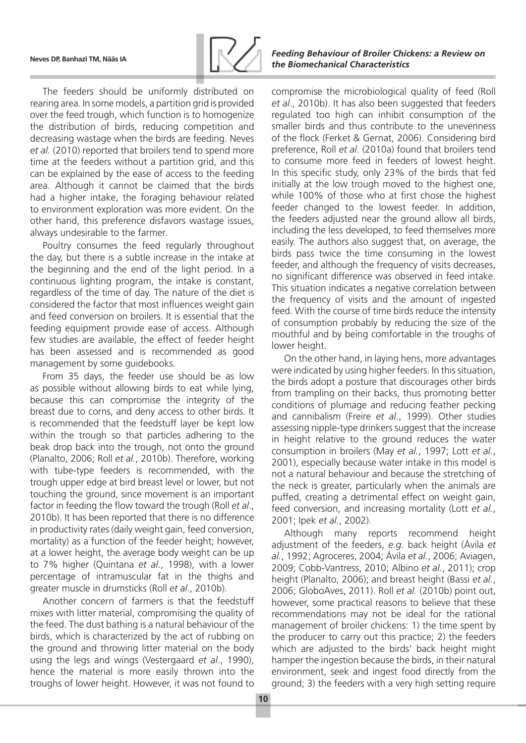The feeders should be uniformly distributed on rearing area. In some models, a partition grid is provided over the feed trough, which function is to homogenize the distribution of birds, reducing competition and decreasing wastage when the birds are feeding. Neves *et al.* (2010) reported that broilers tend to spend more time at the feeders without a partition grid, and this can be explained by the ease of access to the feeding area. Although it cannot be claimed that the birds had a higher intake, the foraging behaviour related to environment exploration was more evident. On the other hand, this preference disfavors wastage issues, always undesirable to the farmer.

Poultry consumes the feed regularly throughout the day, but there is a subtle increase in the intake at the beginning and the end of the light period. In a continuous lighting program, the intake is constant, regardless of the time of day. The nature of the diet is considered the factor that most influences weight gain and feed conversion on broilers. It is essential that the feeding equipment provide ease of access. Although few studies are available, the effect of feeder height has been assessed and is recommended as good management by some guidebooks.

From 35 days, the feeder use should be as low as possible without allowing birds to eat while lying, because this can compromise the integrity of the breast due to corns, and deny access to other birds. It is recommended that the feedstuff layer be kept low within the trough so that particles adhering to the beak drop back into the trough, not onto the ground (Planalto, 2006; Roll *et al.*, 2010b). Therefore, working with tube-type feeders is recommended, with the trough upper edge at bird breast level or lower, but not touching the ground, since movement is an important factor in feeding the flow toward the trough (Roll *et al.*, 2010b). It has been reported that there is no difference in productivity rates (daily weight gain, feed conversion, mortality) as a function of the feeder height; however, at a lower height, the average body weight can be up to 7% higher (Quintana *et al.*, 1998), with a lower percentage of intramuscular fat in the thighs and greater muscle in drumsticks (Roll *et al.*, 2010b).

Another concern of farmers is that the feedstuff mixes with litter material, compromising the quality of the feed. The dust bathing is a natural behaviour of the birds, which is characterized by the act of rubbing on the ground and throwing litter material on the body using the legs and wings (Vestergaard *et al.*, 1990), hence the material is more easily thrown into the troughs of lower height. However, it was not found to compromise the microbiological quality of feed (Roll *et al.*, 2010b). It has also been suggested that feeders regulated too high can inhibit consumption of the smaller birds and thus contribute to the unevenness of the flock (Ferket & Gernat, 2006). Considering bird preference, Roll *et al.* (2010a) found that broilers tend to consume more feed in feeders of lowest height. In this specific study, only 23% of the birds that fed initially at the low trough moved to the highest one, while 100% of those who at first chose the highest feeder changed to the lowest feeder. In addition, the feeders adjusted near the ground allow all birds, including the less developed, to feed themselves more easily. The authors also suggest that, on average, the birds pass twice the time consuming in the lowest feeder, and although the frequency of visits decreases, no significant difference was observed in feed intake. This situation indicates a negative correlation between the frequency of visits and the amount of ingested feed. With the course of time birds reduce the intensity of consumption probably by reducing the size of the mouthful and by being comfortable in the troughs of lower height.

On the other hand, in laying hens, more advantages were indicated by using higher feeders. In this situation, the birds adopt a posture that discourages other birds from trampling on their backs, thus promoting better conditions of plumage and reducing feather pecking and cannibalism (Freire *et al.*, 1999). Other studies assessing nipple-type drinkers suggest that the increase in height relative to the ground reduces the water consumption in broilers (May *et al.*, 1997; Lott *et al.*, 2001), especially because water intake in this model is not a natural behaviour and because the stretching of the neck is greater, particularly when the animals are puffed, creating a detrimental effect on weight gain, feed conversion, and increasing mortality (Lott *et al.*, 2001; Ipek *et al.*, 2002).

Although many reports recommend height adjustment of the feeders, *e.g.* back height (Ávila *et al.*, 1992; Agroceres, 2004; Ávila *et al.*, 2006; Aviagen, 2009; Cobb-Vantress, 2010; Albino *et al.*, 2011); crop height (Planalto, 2006); and breast height (Bassi *et al.*, 2006; GloboAves, 2011). Roll *et al.* (2010b) point out, however, some practical reasons to believe that these recommendations may not be ideal for the rational management of broiler chickens: 1) the time spent by the producer to carry out this practice; 2) the feeders which are adjusted to the birds' back height might hamper the ingestion because the birds, in their natural environment, seek and ingest food directly from the ground; 3) the feeders with a very high setting require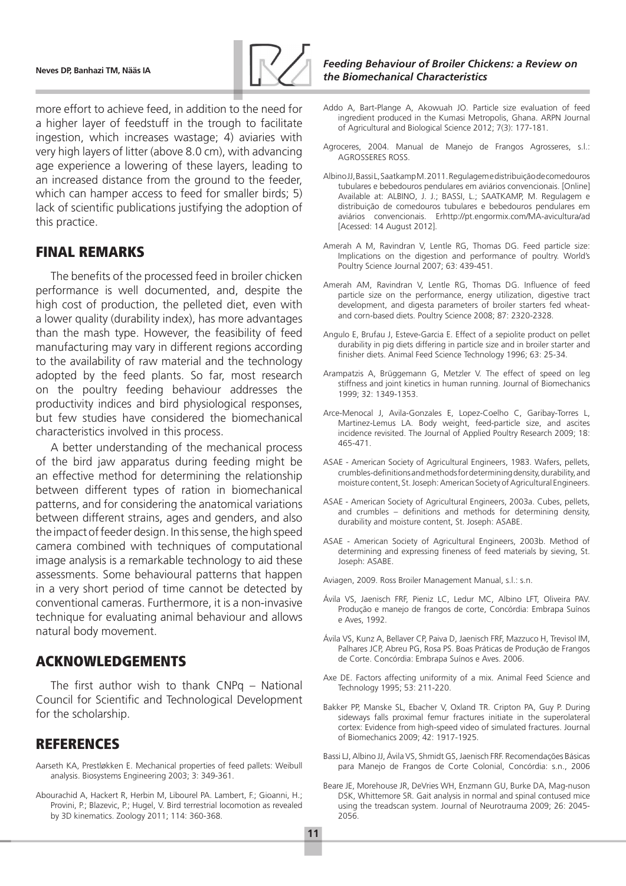more effort to achieve feed, in addition to the need for a higher layer of feedstuff in the trough to facilitate ingestion, which increases wastage; 4) aviaries with very high layers of litter (above 8.0 cm), with advancing age experience a lowering of these layers, leading to an increased distance from the ground to the feeder, which can hamper access to feed for smaller birds; 5) lack of scientific publications justifying the adoption of this practice.

## FINAL REMARKS

The benefits of the processed feed in broiler chicken performance is well documented, and, despite the high cost of production, the pelleted diet, even with a lower quality (durability index), has more advantages than the mash type. However, the feasibility of feed manufacturing may vary in different regions according to the availability of raw material and the technology adopted by the feed plants. So far, most research on the poultry feeding behaviour addresses the productivity indices and bird physiological responses, but few studies have considered the biomechanical characteristics involved in this process.

A better understanding of the mechanical process of the bird jaw apparatus during feeding might be an effective method for determining the relationship between different types of ration in biomechanical patterns, and for considering the anatomical variations between different strains, ages and genders, and also the impact of feeder design. In this sense, the high speed camera combined with techniques of computational image analysis is a remarkable technology to aid these assessments. Some behavioural patterns that happen in a very short period of time cannot be detected by conventional cameras. Furthermore, it is a non-invasive technique for evaluating animal behaviour and allows natural body movement.

## ACKNOWLEDGEMENTS

The first author wish to thank CNPq – National Council for Scientific and Technological Development for the scholarship.

## REFERENCES

Aarseth KA, Prestløkken E. Mechanical properties of feed pallets: Weibull analysis. Biosystems Engineering 2003; 3: 349-361.

Abourachid A, Hackert R, Herbin M, Libourel PA. Lambert, F.; Gioanni, H.; Provini, P.; Blazevic, P.; Hugel, V. Bird terrestrial locomotion as revealed by 3D kinematics. Zoology 2011; 114: 360-368.

Addo A, Bart-Plange A, Akowuah JO. Particle size evaluation of feed ingredient produced in the Kumasi Metropolis, Ghana. ARPN Journal of Agricultural and Biological Science 2012; 7(3): 177-181.

Agroceres, 2004. Manual de Manejo de Frangos Agrosseres, s.l.: AGROSSERES ROSS.

Albino JJ, Bassi L, Saatkamp M. 2011. Regulagem e distribuição de comedouros tubulares e bebedouros pendulares em aviários convencionais. [Online] Available at: ALBINO, J. J.; BASSI, L.; SAATKAMP, M. Regulagem e distribuição de comedouros tubulares e bebedouros pendulares em aviários convencionais. Erhttp://pt.engormix.com/MA-avicultura/ad [Acessed: 14 August 2012].

Amerah A M, Ravindran V, Lentle RG, Thomas DG. Feed particle size: Implications on the digestion and performance of poultry. World's Poultry Science Journal 2007; 63: 439-451.

Amerah AM, Ravindran V, Lentle RG, Thomas DG. Influence of feed particle size on the performance, energy utilization, digestive tract development, and digesta parameters of broiler starters fed wheat- and corn-based diets. Poultry Science 2008; 87: 2320-2328.

Angulo E, Brufau J, Esteve-Garcia E. Effect of a sepiolite product on pellet durability in pig diets differing in particle size and in broiler starter and finisher diets. Animal Feed Science Technology 1996; 63: 25-34.

Arampatzis A, Brüggemann G, Metzler V. The effect of speed on leg stiffness and joint kinetics in human running. Journal of Biomechanics 1999; 32: 1349-1353.

Arce-Menocal J, Avila-Gonzales E, Lopez-Coelho C, Garibay-Torres L, Martinez-Lemus LA. Body weight, feed-particle size, and ascites incidence revisited. The Journal of Applied Poultry Research 2009; 18: 465-471.

ASAE - American Society of Agricultural Engineers, 1983. Wafers, pellets, crumbles-definitions and methods for determining density, durability, and moisture content, St. Joseph: American Society of Agricultural Engineers.

ASAE - American Society of Agricultural Engineers, 2003a. Cubes, pellets, and crumbles – definitions and methods for determining density, durability and moisture content, St. Joseph: ASABE.

ASAE - American Society of Agricultural Engineers, 2003b. Method of determining and expressing fineness of feed materials by sieving, St. Joseph: ASABE.

Aviagen, 2009. Ross Broiler Management Manual, s.l.: s.n.

Ávila VS, Jaenisch FRF, Pieniz LC, Ledur MC, Albino LFT, Oliveira PAV. Produção e manejo de frangos de corte, Concórdia: Embrapa Suínos e Aves, 1992.

Ávila VS, Kunz A, Bellaver CP, Paiva D, Jaenisch FRF, Mazzuco H, Trevisol IM, Palhares JCP, Abreu PG, Rosa PS. Boas Práticas de Produção de Frangos de Corte. Concórdia: Embrapa Suínos e Aves. 2006.

Axe DE. Factors affecting uniformity of a mix. Animal Feed Science and Technology 1995; 53: 211-220.

Bakker PP, Manske SL, Ebacher V, Oxland TR. Cripton PA, Guy P. During sideways falls proximal femur fractures initiate in the superolateral cortex: Evidence from high-speed video of simulated fractures. Journal of Biomechanics 2009; 42: 1917-1925.

Bassi LJ, Albino JJ, Ávila VS, Shmidt GS, Jaenisch FRF. Recomendações Básicas para Manejo de Frangos de Corte Colonial, Concórdia: s.n., 2006

Beare JE, Morehouse JR, DeVries WH, Enzmann GU, Burke DA, Mag-nuson DSK, Whittemore SR. Gait analysis in normal and spinal contused mice using the treadscan system. Journal of Neurotrauma 2009; 26: 2045-2056.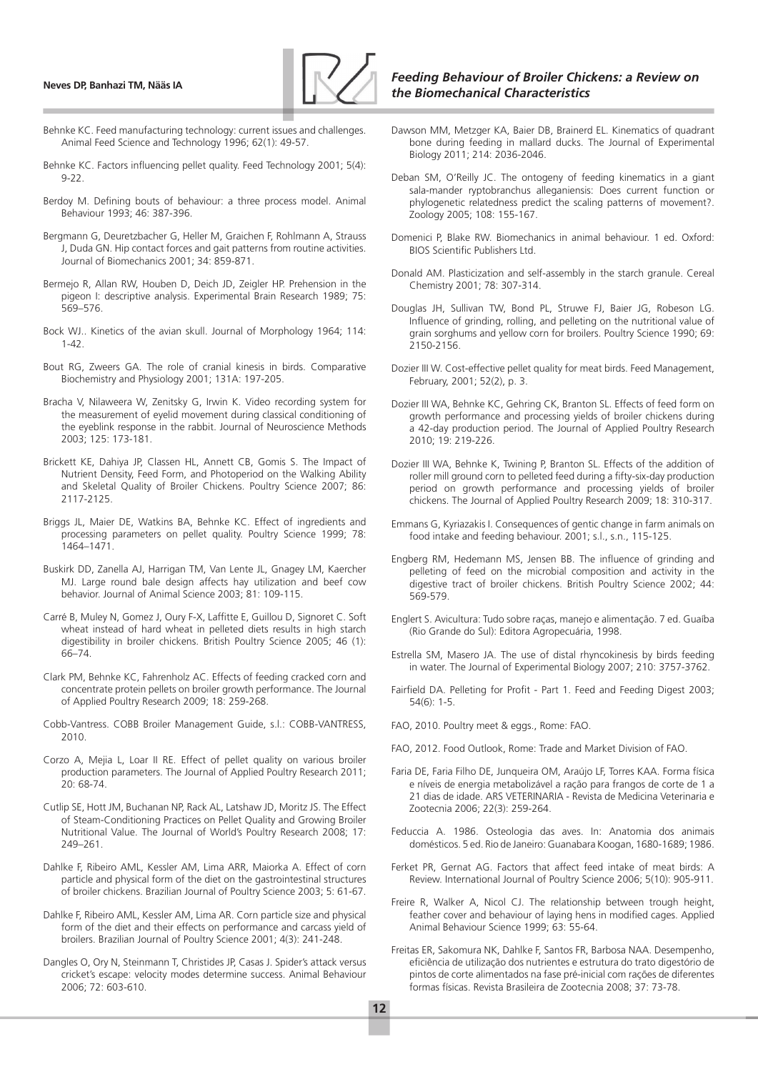Behnke KC. Feed manufacturing technology: current issues and challenges. Animal Feed Science and Technology 1996; 62(1): 49-57.

Behnke KC. Factors influencing pellet quality. Feed Technology 2001; 5(4): 9-22.

Berdoy M. Defining bouts of behaviour: a three process model. Animal Behaviour 1993; 46: 387-396.

Bergmann G, Deuretzbacher G, Heller M, Graichen F, Rohlmann A, Strauss J, Duda GN. Hip contact forces and gait patterns from routine activities. Journal of Biomechanics 2001; 34: 859-871.

Bermejo R, Allan RW, Houben D, Deich JD, Zeigler HP. Prehension in the pigeon I: descriptive analysis. Experimental Brain Research 1989; 75: 569–576.

Bock WJ.. Kinetics of the avian skull. Journal of Morphology 1964; 114: 1-42.

Bout RG, Zweers GA. The role of cranial kinesis in birds. Comparative Biochemistry and Physiology 2001; 131A: 197-205.

Bracha V, Nilaweera W, Zenitsky G, Irwin K. Video recording system for the measurement of eyelid movement during classical conditioning of the eyeblink response in the rabbit. Journal of Neuroscience Methods 2003; 125: 173-181.

Brickett KE, Dahiya JP, Classen HL, Annett CB, Gomis S. The Impact of Nutrient Density, Feed Form, and Photoperiod on the Walking Ability and Skeletal Quality of Broiler Chickens. Poultry Science 2007; 86: 2117-2125.

Briggs JL, Maier DE, Watkins BA, Behnke KC. Effect of ingredients and processing parameters on pellet quality. Poultry Science 1999; 78: 1464–1471.

Buskirk DD, Zanella AJ, Harrigan TM, Van Lente JL, Gnagey LM, Kaercher MJ. Large round bale design affects hay utilization and beef cow behavior. Journal of Animal Science 2003; 81: 109-115.

Carré B, Muley N, Gomez J, Oury F-X, Laffitte E, Guillou D, Signoret C. Soft wheat instead of hard wheat in pelleted diets results in high starch digestibility in broiler chickens. British Poultry Science 2005; 46 (1): 66–74.

Clark PM, Behnke KC, Fahrenholz AC. Effects of feeding cracked corn and concentrate protein pellets on broiler growth performance. The Journal of Applied Poultry Research 2009; 18: 259-268.

Cobb-Vantress. COBB Broiler Management Guide, s.l.: COBB-VANTRESS, 2010.

Corzo A, Mejia L, Loar II RE. Effect of pellet quality on various broiler production parameters. The Journal of Applied Poultry Research 2011; 20: 68-74.

Cutlip SE, Hott JM, Buchanan NP, Rack AL, Latshaw JD, Moritz JS. The Effect of Steam-Conditioning Practices on Pellet Quality and Growing Broiler Nutritional Value. The Journal of World's Poultry Research 2008; 17: 249–261.

Dahlke F, Ribeiro AML, Kessler AM, Lima ARR, Maiorka A. Effect of corn particle and physical form of the diet on the gastrointestinal structures of broiler chickens. Brazilian Journal of Poultry Science 2003; 5: 61-67.

Dahlke F, Ribeiro AML, Kessler AM, Lima AR. Corn particle size and physical form of the diet and their effects on performance and carcass yield of broilers. Brazilian Journal of Poultry Science 2001; 4(3): 241-248.

Dangles O, Ory N, Steinmann T, Christides JP, Casas J. Spider's attack versus cricket's escape: velocity modes determine success. Animal Behaviour 2006; 72: 603-610.

Dawson MM, Metzger KA, Baier DB, Brainerd EL. Kinematics of quadrant bone during feeding in mallard ducks. The Journal of Experimental Biology 2011; 214: 2036-2046.

Deban SM, O'Reilly JC. The ontogeny of feeding kinematics in a giant sala-mander ryptobranchus alleganiensis: Does current function or phylogenetic relatedness predict the scaling patterns of movement?. Zoology 2005; 108: 155-167.

Domenici P, Blake RW. Biomechanics in animal behaviour. 1 ed. Oxford: BIOS Scientific Publishers Ltd.

Donald AM. Plasticization and self-assembly in the starch granule. Cereal Chemistry 2001; 78: 307-314.

Douglas JH, Sullivan TW, Bond PL, Struwe FJ, Baier JG, Robeson LG. Influence of grinding, rolling, and pelleting on the nutritional value of grain sorghums and yellow corn for broilers. Poultry Science 1990; 69: 2150-2156.

Dozier III W. Cost-effective pellet quality for meat birds. Feed Management, February, 2001; 52(2), p. 3.

Dozier III WA, Behnke KC, Gehring CK, Branton SL. Effects of feed form on growth performance and processing yields of broiler chickens during a 42-day production period. The Journal of Applied Poultry Research 2010; 19: 219-226.

Dozier III WA, Behnke K, Twining P, Branton SL. Effects of the addition of roller mill ground corn to pelleted feed during a fifty-six-day production period on growth performance and processing yields of broiler chickens. The Journal of Applied Poultry Research 2009; 18: 310-317.

Emmans G, Kyriazakis I. Consequences of gentic change in farm animals on food intake and feeding behaviour. 2001; s.l., s.n., 115-125.

Engberg RM, Hedemann MS, Jensen BB. The influence of grinding and pelleting of feed on the microbial composition and activity in the digestive tract of broiler chickens. British Poultry Science 2002; 44: 569-579.

Englert S. Avicultura: Tudo sobre raças, manejo e alimentação. 7 ed. Guaíba (Rio Grande do Sul): Editora Agropecuária, 1998.

Estrella SM, Masero JA. The use of distal rhyncokinesis by birds feeding in water. The Journal of Experimental Biology 2007; 210: 3757-3762.

Fairfield DA. Pelleting for Profit - Part 1. Feed and Feeding Digest 2003; 54(6): 1-5.

FAO, 2010. Poultry meet & eggs., Rome: FAO.

FAO, 2012. Food Outlook, Rome: Trade and Market Division of FAO.

Faria DE, Faria Filho DE, Junqueira OM, Araújo LF, Torres KAA. Forma física e níveis de energia metabolizável a ração para frangos de corte de 1 a 21 dias de idade. ARS VETERINARIA - Revista de Medicina Veterinaria e Zootecnia 2006; 22(3): 259-264.

Feduccia A. 1986. Osteologia das aves. In: Anatomia dos animais domésticos. 5 ed. Rio de Janeiro: Guanabara Koogan, 1680-1689; 1986.

Ferket PR, Gernat AG. Factors that affect feed intake of meat birds: A Review. International Journal of Poultry Science 2006; 5(10): 905-911.

Freire R, Walker A, Nicol CJ. The relationship between trough height, feather cover and behaviour of laying hens in modified cages. Applied Animal Behaviour Science 1999; 63: 55-64.

Freitas ER, Sakomura NK, Dahlke F, Santos FR, Barbosa NAA. Desempenho, eficiência de utilização dos nutrientes e estrutura do trato digestório de pintos de corte alimentados na fase pré-inicial com rações de diferentes formas físicas. Revista Brasileira de Zootecnia 2008; 37: 73-78.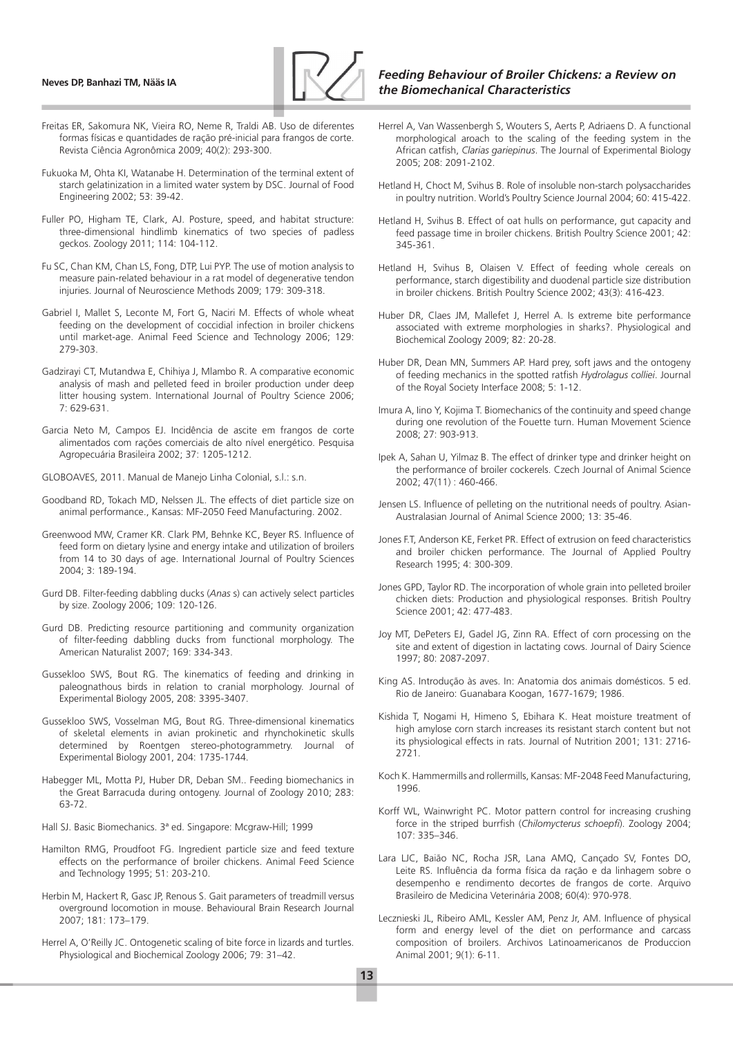Freitas ER, Sakomura NK, Vieira RO, Neme R, Traldi AB. Uso de diferentes formas físicas e quantidades de ração pré-inicial para frangos de corte. Revista Ciência Agronômica 2009; 40(2): 293-300.

Fukuoka M, Ohta KI, Watanabe H. Determination of the terminal extent of starch gelatinization in a limited water system by DSC. Journal of Food Engineering 2002; 53: 39-42.

Fuller PO, Higham TE, Clark, AJ. Posture, speed, and habitat structure: three-dimensional hindlimb kinematics of two species of padless geckos. Zoology 2011; 114: 104-112.

Fu SC, Chan KM, Chan LS, Fong, DTP, Lui PYP. The use of motion analysis to measure pain-related behaviour in a rat model of degenerative tendon injuries. Journal of Neuroscience Methods 2009; 179: 309-318.

Gabriel I, Mallet S, Leconte M, Fort G, Naciri M. Effects of whole wheat feeding on the development of coccidial infection in broiler chickens until market-age. Animal Feed Science and Technology 2006; 129: 279-303.

Gadzirayi CT, Mutandwa E, Chihiya J, Mlambo R. A comparative economic analysis of mash and pelleted feed in broiler production under deep litter housing system. International Journal of Poultry Science 2006; 7: 629-631.

Garcia Neto M, Campos EJ. Incidência de ascite em frangos de corte alimentados com rações comerciais de alto nível energético. Pesquisa Agropecuária Brasileira 2002; 37: 1205-1212.

GLOBOAVES, 2011. Manual de Manejo Linha Colonial, s.l.: s.n.

Goodband RD, Tokach MD, Nelssen JL. The effects of diet particle size on animal performance., Kansas: MF-2050 Feed Manufacturing. 2002.

Greenwood MW, Cramer KR. Clark PM, Behnke KC, Beyer RS. Influence of feed form on dietary lysine and energy intake and utilization of broilers from 14 to 30 days of age. International Journal of Poultry Sciences 2004; 3: 189-194.

Gurd DB. Filter-feeding dabbling ducks (*Anas* s) can actively select particles by size. Zoology 2006; 109: 120-126.

Gurd DB. Predicting resource partitioning and community organization of filter-feeding dabbling ducks from functional morphology. The American Naturalist 2007; 169: 334-343.

Gussekloo SWS, Bout RG. The kinematics of feeding and drinking in paleognathous birds in relation to cranial morphology. Journal of Experimental Biology 2005, 208: 3395-3407.

Gussekloo SWS, Vosselman MG, Bout RG. Three-dimensional kinematics of skeletal elements in avian prokinetic and rhynchokinetic skulls determined by Roentgen stereo-photogrammetry. Journal of Experimental Biology 2001, 204: 1735-1744.

Habegger ML, Motta PJ, Huber DR, Deban SM.. Feeding biomechanics in the Great Barracuda during ontogeny. Journal of Zoology 2010; 283: 63-72.

Hall SJ. Basic Biomechanics. 3ª ed. Singapore: Mcgraw-Hill; 1999

Hamilton RMG, Proudfoot FG. Ingredient particle size and feed texture effects on the performance of broiler chickens. Animal Feed Science and Technology 1995; 51: 203-210.

Herbin M, Hackert R, Gasc JP, Renous S. Gait parameters of treadmill versus overground locomotion in mouse. Behavioural Brain Research Journal 2007; 181: 173–179.

Herrel A, O'Reilly JC. Ontogenetic scaling of bite force in lizards and turtles. Physiological and Biochemical Zoology 2006; 79: 31–42.

Herrel A, Van Wassenbergh S, Wouters S, Aerts P, Adriaens D. A functional morphological aroach to the scaling of the feeding system in the African catfish, *Clarias gariepinus*. The Journal of Experimental Biology 2005; 208: 2091-2102.

Hetland H, Choct M, Svihus B. Role of insoluble non-starch polysaccharides in poultry nutrition. World's Poultry Science Journal 2004; 60: 415-422.

Hetland H, Svihus B. Effect of oat hulls on performance, gut capacity and feed passage time in broiler chickens. British Poultry Science 2001; 42: 345-361.

Hetland H, Svihus B, Olaisen V. Effect of feeding whole cereals on performance, starch digestibility and duodenal particle size distribution in broiler chickens. British Poultry Science 2002; 43(3): 416-423.

Huber DR, Claes JM, Mallefet J, Herrel A. Is extreme bite performance associated with extreme morphologies in sharks?. Physiological and Biochemical Zoology 2009; 82: 20-28.

Huber DR, Dean MN, Summers AP. Hard prey, soft jaws and the ontogeny of feeding mechanics in the spotted ratfish *Hydrolagus colliei*. Journal of the Royal Society Interface 2008; 5: 1-12.

Imura A, Iino Y, Kojima T. Biomechanics of the continuity and speed change during one revolution of the Fouette turn. Human Movement Science 2008; 27: 903-913.

Ipek A, Sahan U, Yilmaz B. The effect of drinker type and drinker height on the performance of broiler cockerels. Czech Journal of Animal Science 2002; 47(11) : 460-466.

Jensen LS. Influence of pelleting on the nutritional needs of poultry. Asian-Australasian Journal of Animal Science 2000; 13: 35-46.

Jones F.T, Anderson KE, Ferket PR. Effect of extrusion on feed characteristics and broiler chicken performance. The Journal of Applied Poultry Research 1995; 4: 300-309.

Jones GPD, Taylor RD. The incorporation of whole grain into pelleted broiler chicken diets: Production and physiological responses. British Poultry Science 2001; 42: 477-483.

Joy MT, DePeters EJ, Gadel JG, Zinn RA. Effect of corn processing on the site and extent of digestion in lactating cows. Journal of Dairy Science 1997; 80: 2087-2097.

King AS. Introdução às aves. In: Anatomia dos animais domésticos. 5 ed. Rio de Janeiro: Guanabara Koogan, 1677-1679; 1986.

Kishida T, Nogami H, Himeno S, Ebihara K. Heat moisture treatment of high amylose corn starch increases its resistant starch content but not its physiological effects in rats. Journal of Nutrition 2001; 131: 2716-2721.

Koch K. Hammermills and rollermills, Kansas: MF-2048 Feed Manufacturing, 1996.

Korff WL, Wainwright PC. Motor pattern control for increasing crushing force in the striped burrfish (*Chilomycterus schoepfi*). Zoology 2004; 107: 335–346.

Lara LJC, Baião NC, Rocha JSR, Lana AMQ, Cançado SV, Fontes DO, Leite RS. Influência da forma física da ração e da linhagem sobre o desempenho e rendimento decortes de frangos de corte. Arquivo Brasileiro de Medicina Veterinária 2008; 60(4): 970-978.

Lecznieski JL, Ribeiro AML, Kessler AM, Penz Jr, AM. Influence of physical form and energy level of the diet on performance and carcass composition of broilers. Archivos Latinoamericanos de Produccion Animal 2001; 9(1): 6-11.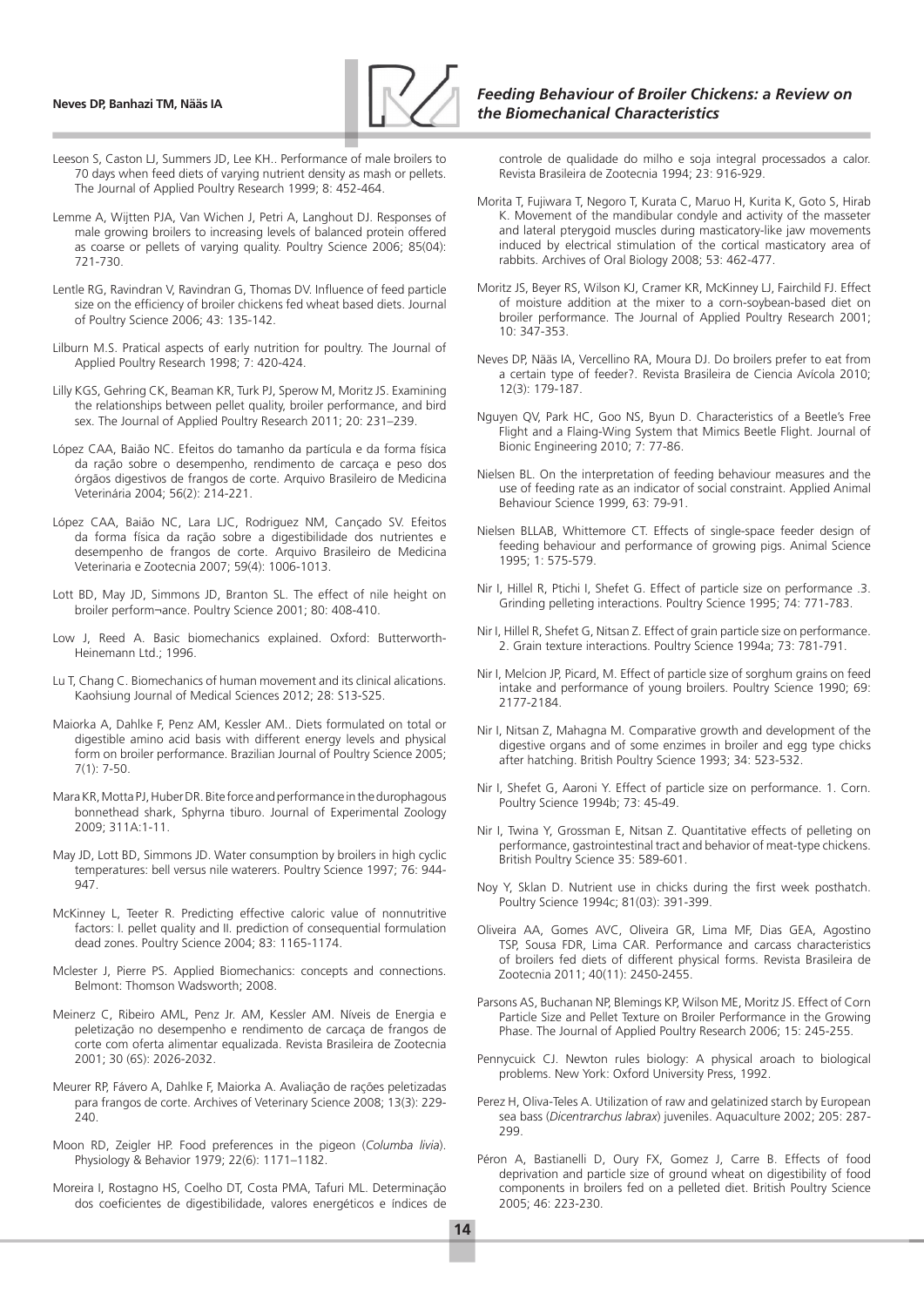Leeson S, Caston LJ, Summers JD, Lee KH.. Performance of male broilers to 70 days when feed diets of varying nutrient density as mash or pellets. The Journal of Applied Poultry Research 1999; 8: 452-464.

Lemme A, Wijtten PJA, Van Wichen J, Petri A, Langhout DJ. Responses of male growing broilers to increasing levels of balanced protein offered as coarse or pellets of varying quality. Poultry Science 2006; 85(04): 721-730.

Lentle RG, Ravindran V, Ravindran G, Thomas DV. Influence of feed particle size on the efficiency of broiler chickens fed wheat based diets. Journal of Poultry Science 2006; 43: 135-142.

Lilburn M.S. Pratical aspects of early nutrition for poultry. The Journal of Applied Poultry Research 1998; 7: 420-424.

Lilly KGS, Gehring CK, Beaman KR, Turk PJ, Sperow M, Moritz JS. Examining the relationships between pellet quality, broiler performance, and bird sex. The Journal of Applied Poultry Research 2011; 20: 231–239.

López CAA, Baião NC. Efeitos do tamanho da partícula e da forma física da ração sobre o desempenho, rendimento de carcaça e peso dos órgãos digestivos de frangos de corte. Arquivo Brasileiro de Medicina Veterinária 2004; 56(2): 214-221.

López CAA, Baião NC, Lara LJC, Rodriguez NM, Cançado SV. Efeitos da forma física da ração sobre a digestibilidade dos nutrientes e desempenho de frangos de corte. Arquivo Brasileiro de Medicina Veterinaria e Zootecnia 2007; 59(4): 1006-1013.

Lott BD, May JD, Simmons JD, Branton SL. The effect of nile height on broiler perform¬ance. Poultry Science 2001; 80: 408-410.

Low J, Reed A. Basic biomechanics explained. Oxford: Butterworth-Heinemann Ltd.; 1996.

Lu T, Chang C. Biomechanics of human movement and its clinical alications. Kaohsiung Journal of Medical Sciences 2012; 28: S13-S25.

Maiorka A, Dahlke F, Penz AM, Kessler AM.. Diets formulated on total or digestible amino acid basis with different energy levels and physical form on broiler performance. Brazilian Journal of Poultry Science 2005; 7(1): 7-50.

Mara KR, Motta PJ, Huber DR. Bite force and performance in the durophagous bonnethead shark, Sphyrna tiburo. Journal of Experimental Zoology 2009; 311A:1-11.

May JD, Lott BD, Simmons JD. Water consumption by broilers in high cyclic temperatures: bell versus nile waterers. Poultry Science 1997; 76: 944-947.

McKinney L, Teeter R. Predicting effective caloric value of nonnutritive factors: I. pellet quality and II. prediction of consequential formulation dead zones. Poultry Science 2004; 83: 1165-1174.

Mclester J, Pierre PS. Applied Biomechanics: concepts and connections. Belmont: Thomson Wadsworth; 2008.

Meinerz C, Ribeiro AML, Penz Jr. AM, Kessler AM. Níveis de Energia e peletização no desempenho e rendimento de carcaça de frangos de corte com oferta alimentar equalizada. Revista Brasileira de Zootecnia 2001; 30 (6S): 2026-2032.

Meurer RP, Fávero A, Dahlke F, Maiorka A. Avaliação de rações peletizadas para frangos de corte. Archives of Veterinary Science 2008; 13(3): 229-240.

Moon RD, Zeigler HP. Food preferences in the pigeon (*Columba livia*). Physiology & Behavior 1979; 22(6): 1171–1182.

Moreira I, Rostagno HS, Coelho DT, Costa PMA, Tafuri ML. Determinação dos coeficientes de digestibilidade, valores energéticos e índices de controle de qualidade do milho e soja integral processados a calor. Revista Brasileira de Zootecnia 1994; 23: 916-929.

Morita T, Fujiwara T, Negoro T, Kurata C, Maruo H, Kurita K, Goto S, Hirab K. Movement of the mandibular condyle and activity of the masseter and lateral pterygoid muscles during masticatory-like jaw movements induced by electrical stimulation of the cortical masticatory area of rabbits. Archives of Oral Biology 2008; 53: 462-477.

Moritz JS, Beyer RS, Wilson KJ, Cramer KR, McKinney LJ, Fairchild FJ. Effect of moisture addition at the mixer to a corn-soybean-based diet on broiler performance. The Journal of Applied Poultry Research 2001; 10: 347-353.

Neves DP, Nääs IA, Vercellino RA, Moura DJ. Do broilers prefer to eat from a certain type of feeder?. Revista Brasileira de Ciencia Avícola 2010; 12(3): 179-187.

Nguyen QV, Park HC, Goo NS, Byun D. Characteristics of a Beetle's Free Flight and a Flaing-Wing System that Mimics Beetle Flight. Journal of Bionic Engineering 2010; 7: 77-86.

Nielsen BL. On the interpretation of feeding behaviour measures and the use of feeding rate as an indicator of social constraint. Applied Animal Behaviour Science 1999, 63: 79-91.

Nielsen BLLAB, Whittemore CT. Effects of single-space feeder design of feeding behaviour and performance of growing pigs. Animal Science 1995; 1: 575-579.

Nir I, Hillel R, Ptichi I, Shefet G. Effect of particle size on performance .3. Grinding pelleting interactions. Poultry Science 1995; 74: 771-783.

Nir I, Hillel R, Shefet G, Nitsan Z. Effect of grain particle size on performance. 2. Grain texture interactions. Poultry Science 1994a; 73: 781-791.

Nir I, Melcion JP, Picard, M. Effect of particle size of sorghum grains on feed intake and performance of young broilers. Poultry Science 1990; 69: 2177-2184.

Nir I, Nitsan Z, Mahagna M. Comparative growth and development of the digestive organs and of some enzimes in broiler and egg type chicks after hatching. British Poultry Science 1993; 34: 523-532.

Nir I, Shefet G, Aaroni Y. Effect of particle size on performance. 1. Corn. Poultry Science 1994b; 73: 45-49.

Nir I, Twina Y, Grossman E, Nitsan Z. Quantitative effects of pelleting on performance, gastrointestinal tract and behavior of meat-type chickens. British Poultry Science 35: 589-601.

Noy Y, Sklan D. Nutrient use in chicks during the first week posthatch. Poultry Science 1994c; 81(03): 391-399.

Oliveira AA, Gomes AVC, Oliveira GR, Lima MF, Dias GEA, Agostino TSP, Sousa FDR, Lima CAR. Performance and carcass characteristics of broilers fed diets of different physical forms. Revista Brasileira de Zootecnia 2011; 40(11): 2450-2455.

Parsons AS, Buchanan NP, Blemings KP, Wilson ME, Moritz JS. Effect of Corn Particle Size and Pellet Texture on Broiler Performance in the Growing Phase. The Journal of Applied Poultry Research 2006; 15: 245-255.

Pennycuick CJ. Newton rules biology: A physical aroach to biological problems. New York: Oxford University Press, 1992.

Perez H, Oliva-Teles A. Utilization of raw and gelatinized starch by European sea bass (*Dicentrarchus labrax*) juveniles. Aquaculture 2002; 205: 287-299.

Péron A, Bastianelli D, Oury FX, Gomez J, Carre B. Effects of food deprivation and particle size of ground wheat on digestibility of food components in broilers fed on a pelleted diet. British Poultry Science 2005; 46: 223-230.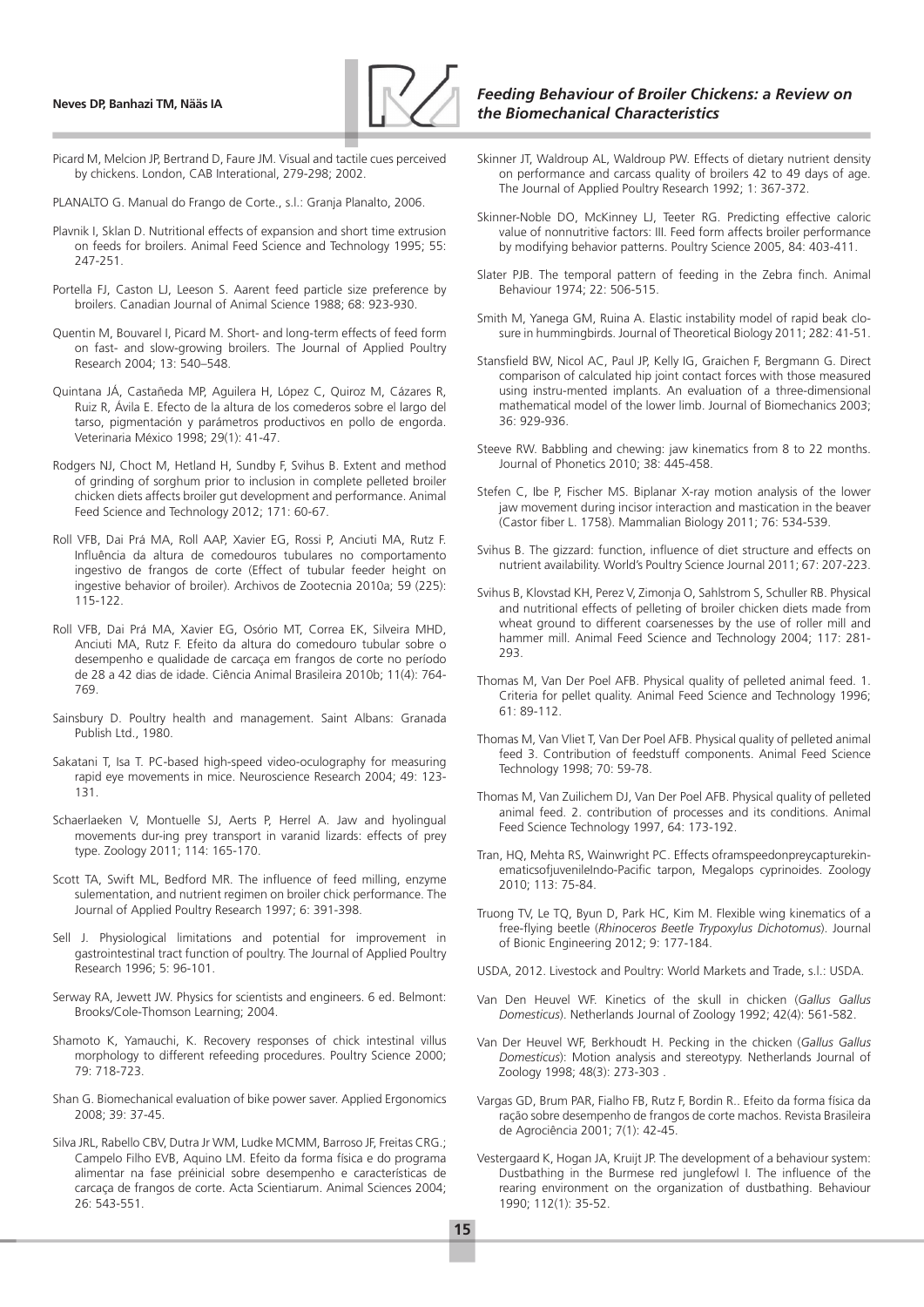Picard M, Melcion JP, Bertrand D, Faure JM. Visual and tactile cues perceived by chickens. London, CAB Interational, 279-298; 2002.

PLANALTO G. Manual do Frango de Corte., s.l.: Granja Planalto, 2006.

Plavnik I, Sklan D. Nutritional effects of expansion and short time extrusion on feeds for broilers. Animal Feed Science and Technology 1995; 55: 247-251.

Portella FJ, Caston LJ, Leeson S. Aarent feed particle size preference by broilers. Canadian Journal of Animal Science 1988; 68: 923-930.

Quentin M, Bouvarel I, Picard M. Short- and long-term effects of feed form on fast- and slow-growing broilers. The Journal of Applied Poultry Research 2004; 13: 540–548.

Quintana JÁ, Castañeda MP, Aguilera H, López C, Quiroz M, Cázares R, Ruiz R, Ávila E. Efecto de la altura de los comederos sobre el largo del tarso, pigmentación y parámetros productivos en pollo de engorda. Veterinaria México 1998; 29(1): 41-47.

Rodgers NJ, Choct M, Hetland H, Sundby F, Svihus B. Extent and method of grinding of sorghum prior to inclusion in complete pelleted broiler chicken diets affects broiler gut development and performance. Animal Feed Science and Technology 2012; 171: 60-67.

Roll VFB, Dai Prá MA, Roll AAP, Xavier EG, Rossi P, Anciuti MA, Rutz F. Influência da altura de comedouros tubulares no comportamento ingestivo de frangos de corte (Effect of tubular feeder height on ingestive behavior of broiler). Archivos de Zootecnia 2010a; 59 (225): 115-122.

Roll VFB, Dai Prá MA, Xavier EG, Osório MT, Correa EK, Silveira MHD, Anciuti MA, Rutz F. Efeito da altura do comedouro tubular sobre o desempenho e qualidade de carcaça em frangos de corte no período de 28 a 42 dias de idade. Ciência Animal Brasileira 2010b; 11(4): 764-769.

Sainsbury D. Poultry health and management. Saint Albans: Granada Publish Ltd., 1980.

Sakatani T, Isa T. PC-based high-speed video-oculography for measuring rapid eye movements in mice. Neuroscience Research 2004; 49: 123-131.

Schaerlaeken V, Montuelle SJ, Aerts P, Herrel A. Jaw and hyolingual movements dur-ing prey transport in varanid lizards: effects of prey type. Zoology 2011; 114: 165-170.

Scott TA, Swift ML, Bedford MR. The influence of feed milling, enzyme sulementation, and nutrient regimen on broiler chick performance. The Journal of Applied Poultry Research 1997; 6: 391-398.

Sell J. Physiological limitations and potential for improvement in gastrointestinal tract function of poultry. The Journal of Applied Poultry Research 1996; 5: 96-101.

Serway RA, Jewett JW. Physics for scientists and engineers. 6 ed. Belmont: Brooks/Cole-Thomson Learning; 2004.

Shamoto K, Yamauchi, K. Recovery responses of chick intestinal villus morphology to different refeeding procedures. Poultry Science 2000; 79: 718-723.

Shan G. Biomechanical evaluation of bike power saver. Applied Ergonomics 2008; 39: 37-45.

Silva JRL, Rabello CBV, Dutra Jr WM, Ludke MCMM, Barroso JF, Freitas CRG.; Campelo Filho EVB, Aquino LM. Efeito da forma física e do programa alimentar na fase préinicial sobre desempenho e características de carcaça de frangos de corte. Acta Scientiarum. Animal Sciences 2004; 26: 543-551.

Skinner JT, Waldroup AL, Waldroup PW. Effects of dietary nutrient density on performance and carcass quality of broilers 42 to 49 days of age. The Journal of Applied Poultry Research 1992; 1: 367-372.

Skinner-Noble DO, McKinney LJ, Teeter RG. Predicting effective caloric value of nonnutritive factors: III. Feed form affects broiler performance by modifying behavior patterns. Poultry Science 2005, 84: 403-411.

Slater PJB. The temporal pattern of feeding in the Zebra finch. Animal Behaviour 1974; 22: 506-515.

Smith M, Yanega GM, Ruina A. Elastic instability model of rapid beak closure in hummingbirds. Journal of Theoretical Biology 2011; 282: 41-51.

Stansfield BW, Nicol AC, Paul JP, Kelly IG, Graichen F, Bergmann G. Direct comparison of calculated hip joint contact forces with those measured using instru-mented implants. An evaluation of a three-dimensional mathematical model of the lower limb. Journal of Biomechanics 2003; 36: 929-936.

Steeve RW. Babbling and chewing: jaw kinematics from 8 to 22 months. Journal of Phonetics 2010; 38: 445-458.

Stefen C, Ibe P, Fischer MS. Biplanar X-ray motion analysis of the lower jaw movement during incisor interaction and mastication in the beaver (Castor fiber L. 1758). Mammalian Biology 2011; 76: 534-539.

Svihus B. The gizzard: function, influence of diet structure and effects on nutrient availability. World's Poultry Science Journal 2011; 67: 207-223.

Svihus B, Klovstad KH, Perez V, Zimonja O, Sahlstrom S, Schuller RB. Physical and nutritional effects of pelleting of broiler chicken diets made from wheat ground to different coarsenesses by the use of roller mill and hammer mill. Animal Feed Science and Technology 2004; 117: 281-293.

Thomas M, Van Der Poel AFB. Physical quality of pelleted animal feed. 1. Criteria for pellet quality. Animal Feed Science and Technology 1996; 61: 89-112.

Thomas M, Van Vliet T, Van Der Poel AFB. Physical quality of pelleted animal feed 3. Contribution of feedstuff components. Animal Feed Science Technology 1998; 70: 59-78.

Thomas M, Van Zuilichem DJ, Van Der Poel AFB. Physical quality of pelleted animal feed. 2. contribution of processes and its conditions. Animal Feed Science Technology 1997, 64: 173-192.

Tran, HQ, Mehta RS, Wainwright PC. Effects oframspeedonpreycapturekinematicsofjuvenileIndo-Pacific tarpon, Megalops cyprinoides. Zoology 2010; 113: 75-84.

Truong TV, Le TQ, Byun D, Park HC, Kim M. Flexible wing kinematics of a free-flying beetle (*Rhinoceros Beetle Trypoxylus Dichotomus*). Journal of Bionic Engineering 2012; 9: 177-184.

USDA, 2012. Livestock and Poultry: World Markets and Trade, s.l.: USDA.

Van Den Heuvel WF. Kinetics of the skull in chicken (*Gallus Gallus Domesticus*). Netherlands Journal of Zoology 1992; 42(4): 561-582.

Van Der Heuvel WF, Berkhoudt H. Pecking in the chicken (*Gallus Gallus Domesticus*): Motion analysis and stereotypy. Netherlands Journal of Zoology 1998; 48(3): 273-303 .

Vargas GD, Brum PAR, Fialho FB, Rutz F, Bordin R.. Efeito da forma física da ração sobre desempenho de frangos de corte machos. Revista Brasileira de Agrociência 2001; 7(1): 42-45.

Vestergaard K, Hogan JA, Kruijt JP. The development of a behaviour system: Dustbathing in the Burmese red junglefowl I. The influence of the rearing environment on the organization of dustbathing. Behaviour 1990; 112(1): 35-52.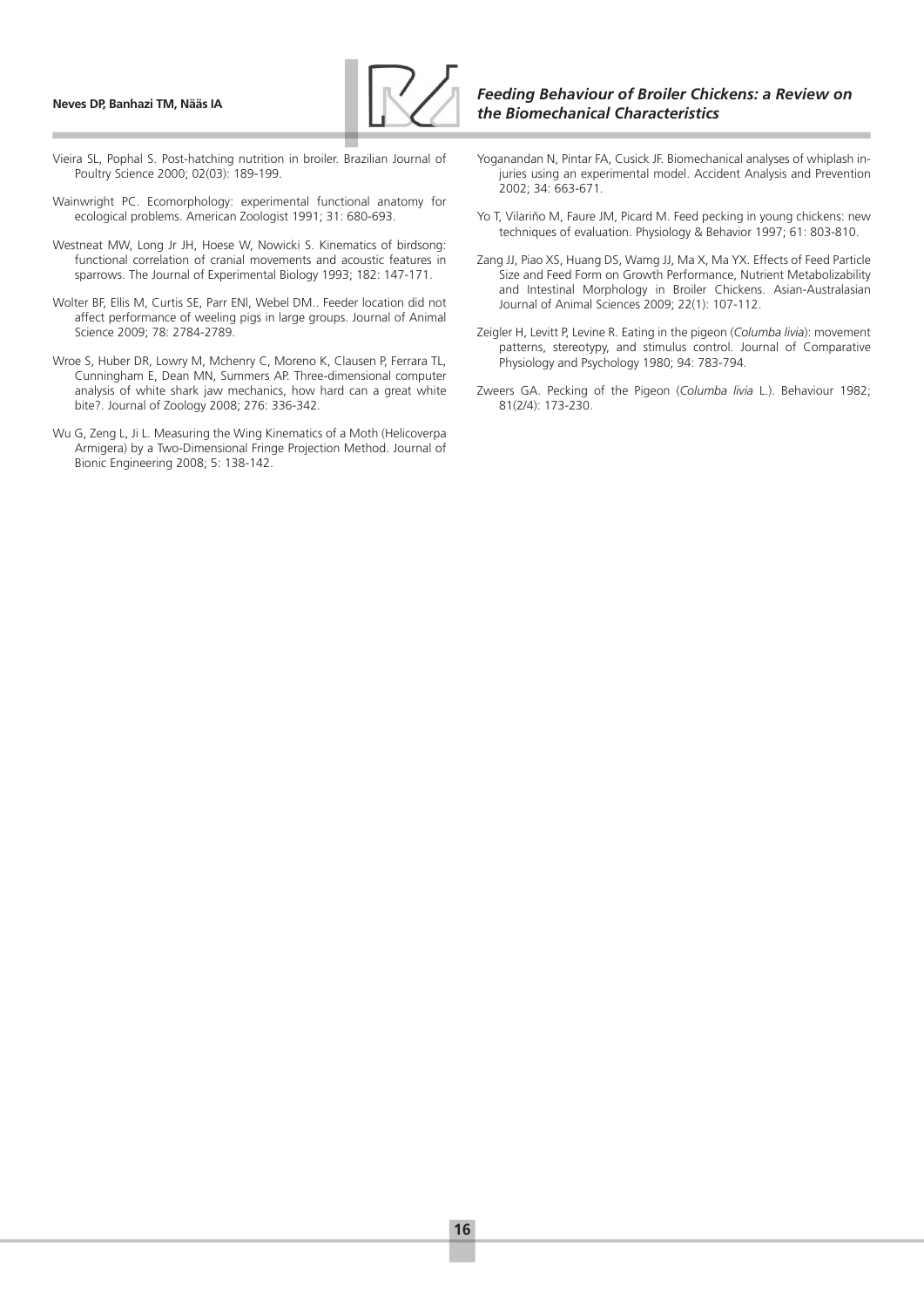Vieira SL, Pophal S. Post-hatching nutrition in broiler. Brazilian Journal of Poultry Science 2000; 02(03): 189-199.

Wainwright PC. Ecomorphology: experimental functional anatomy for ecological problems. American Zoologist 1991; 31: 680-693.

Westneat MW, Long Jr JH, Hoese W, Nowicki S. Kinematics of birdsong: functional correlation of cranial movements and acoustic features in sparrows. The Journal of Experimental Biology 1993; 182: 147-171.

Wolter BF, Ellis M, Curtis SE, Parr ENl, Webel DM.. Feeder location did not affect performance of weeling pigs in large groups. Journal of Animal Science 2009; 78: 2784-2789.

Wroe S, Huber DR, Lowry M, Mchenry C, Moreno K, Clausen P, Ferrara TL, Cunningham E, Dean MN, Summers AP. Three-dimensional computer analysis of white shark jaw mechanics, how hard can a great white bite?. Journal of Zoology 2008; 276: 336-342.

Wu G, Zeng L, Ji L. Measuring the Wing Kinematics of a Moth (Helicoverpa Armigera) by a Two-Dimensional Fringe Projection Method. Journal of Bionic Engineering 2008; 5: 138-142.

Yoganandan N, Pintar FA, Cusick JF. Biomechanical analyses of whiplash injuries using an experimental model. Accident Analysis and Prevention 2002; 34: 663-671.

Yo T, Vilariño M, Faure JM, Picard M. Feed pecking in young chickens: new techniques of evaluation. Physiology & Behavior 1997; 61: 803-810.

Zang JJ, Piao XS, Huang DS, Wamg JJ, Ma X, Ma YX. Effects of Feed Particle Size and Feed Form on Growth Performance, Nutrient Metabolizability and Intestinal Morphology in Broiler Chickens. Asian-Australasian Journal of Animal Sciences 2009; 22(1): 107-112.

Zeigler H, Levitt P, Levine R. Eating in the pigeon (*Columba livia*): movement patterns, stereotypy, and stimulus control. Journal of Comparative Physiology and Psychology 1980; 94: 783-794.

Zweers GA. Pecking of the Pigeon (*Columba livia* L.). Behaviour 1982; 81(2/4): 173-230.